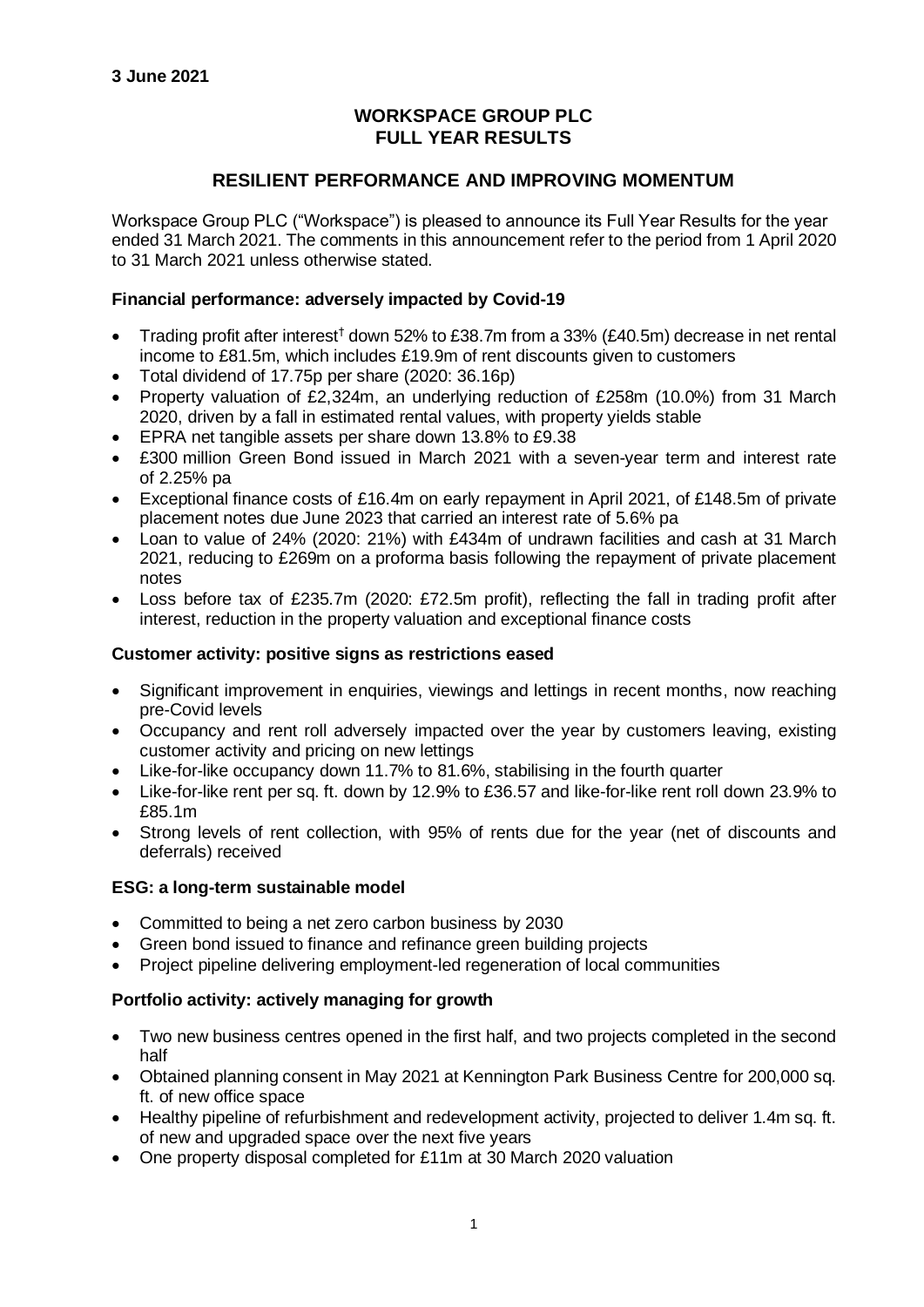**3 June 2021**

# WORKSPACE GROUP PLC
# FULL YEAR RESULTS

## RESILIENT PERFORMANCE AND IMPROVING MOMENTUM

Workspace Group PLC ("Workspace") is pleased to announce its Full Year Results for the year ended 31 March 2021. The comments in this announcement refer to the period from 1 April 2020 to 31 March 2021 unless otherwise stated.

### Financial performance: adversely impacted by Covid-19

- Trading profit after interest† down 52% to £38.7m from a 33% (£40.5m) decrease in net rental income to £81.5m, which includes £19.9m of rent discounts given to customers
- Total dividend of 17.75p per share (2020: 36.16p)
- Property valuation of £2,324m, an underlying reduction of £258m (10.0%) from 31 March 2020, driven by a fall in estimated rental values, with property yields stable
- EPRA net tangible assets per share down 13.8% to £9.38
- £300 million Green Bond issued in March 2021 with a seven-year term and interest rate of 2.25% pa
- Exceptional finance costs of £16.4m on early repayment in April 2021, of £148.5m of private placement notes due June 2023 that carried an interest rate of 5.6% pa
- Loan to value of 24% (2020: 21%) with £434m of undrawn facilities and cash at 31 March 2021, reducing to £269m on a proforma basis following the repayment of private placement notes
- Loss before tax of £235.7m (2020: £72.5m profit), reflecting the fall in trading profit after interest, reduction in the property valuation and exceptional finance costs

### Customer activity: positive signs as restrictions eased

- Significant improvement in enquiries, viewings and lettings in recent months, now reaching pre-Covid levels
- Occupancy and rent roll adversely impacted over the year by customers leaving, existing customer activity and pricing on new lettings
- Like-for-like occupancy down 11.7% to 81.6%, stabilising in the fourth quarter
- Like-for-like rent per sq. ft. down by 12.9% to £36.57 and like-for-like rent roll down 23.9% to £85.1m
- Strong levels of rent collection, with 95% of rents due for the year (net of discounts and deferrals) received

### ESG: a long-term sustainable model

- Committed to being a net zero carbon business by 2030
- Green bond issued to finance and refinance green building projects
- Project pipeline delivering employment-led regeneration of local communities

### Portfolio activity: actively managing for growth

- Two new business centres opened in the first half, and two projects completed in the second half
- Obtained planning consent in May 2021 at Kennington Park Business Centre for 200,000 sq. ft. of new office space
- Healthy pipeline of refurbishment and redevelopment activity, projected to deliver 1.4m sq. ft. of new and upgraded space over the next five years
- One property disposal completed for £11m at 30 March 2020 valuation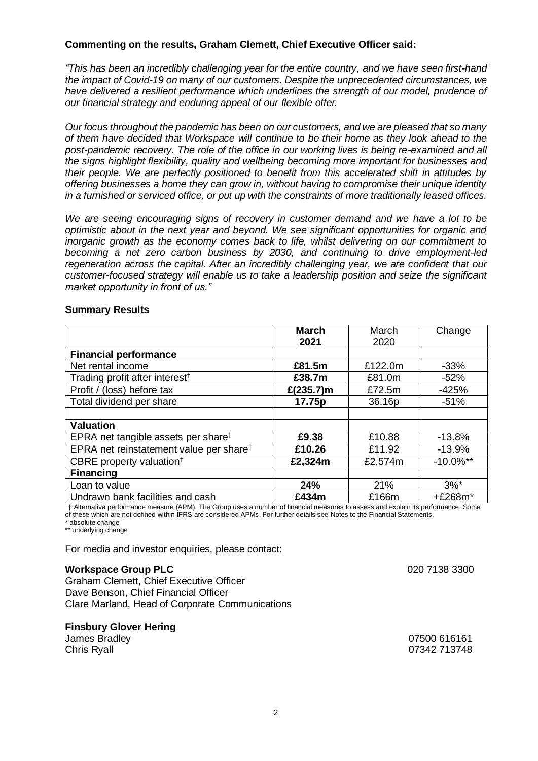**Commenting on the results, Graham Clemett, Chief Executive Officer said:**

*"This has been an incredibly challenging year for the entire country, and we have seen first-hand the impact of Covid-19 on many of our customers. Despite the unprecedented circumstances, we have delivered a resilient performance which underlines the strength of our model, prudence of our financial strategy and enduring appeal of our flexible offer.*

*Our focus throughout the pandemic has been on our customers, and we are pleased that so many of them have decided that Workspace will continue to be their home as they look ahead to the post-pandemic recovery. The role of the office in our working lives is being re-examined and all the signs highlight flexibility, quality and wellbeing becoming more important for businesses and their people. We are perfectly positioned to benefit from this accelerated shift in attitudes by offering businesses a home they can grow in, without having to compromise their unique identity in a furnished or serviced office, or put up with the constraints of more traditionally leased offices.*

*We are seeing encouraging signs of recovery in customer demand and we have a lot to be optimistic about in the next year and beyond. We see significant opportunities for organic and inorganic growth as the economy comes back to life, whilst delivering on our commitment to becoming a net zero carbon business by 2030, and continuing to drive employment-led regeneration across the capital. After an incredibly challenging year, we are confident that our customer-focused strategy will enable us to take a leadership position and seize the significant market opportunity in front of us."*

**Summary Results**

| | **March 2021** | March 2020 | Change |
|---|---|---|---|
| **Financial performance** | | | |
| Net rental income | **£81.5m** | £122.0m | -33% |
| Trading profit after interest† | **£38.7m** | £81.0m | -52% |
| Profit / (loss) before tax | **£(235.7)m** | £72.5m | -425% |
| Total dividend per share | **17.75p** | 36.16p | -51% |
| | | | |
| **Valuation** | | | |
| EPRA net tangible assets per share† | **£9.38** | £10.88 | -13.8% |
| EPRA net reinstatement value per share† | **£10.26** | £11.92 | -13.9% |
| CBRE property valuation† | **£2,324m** | £2,574m | -10.0%** |
| **Financing** | | | |
| Loan to value | **24%** | 21% | 3%* |
| Undrawn bank facilities and cash | **£434m** | £166m | +£268m* |

† Alternative performance measure (APM). The Group uses a number of financial measures to assess and explain its performance. Some of these which are not defined within IFRS are considered APMs. For further details see Notes to the Financial Statements.
* absolute change
** underlying change

For media and investor enquiries, please contact:

**Workspace Group PLC** 020 7138 3300
Graham Clemett, Chief Executive Officer
Dave Benson, Chief Financial Officer
Clare Marland, Head of Corporate Communications

**Finsbury Glover Hering**
James Bradley 07500 616161
Chris Ryall 07342 713748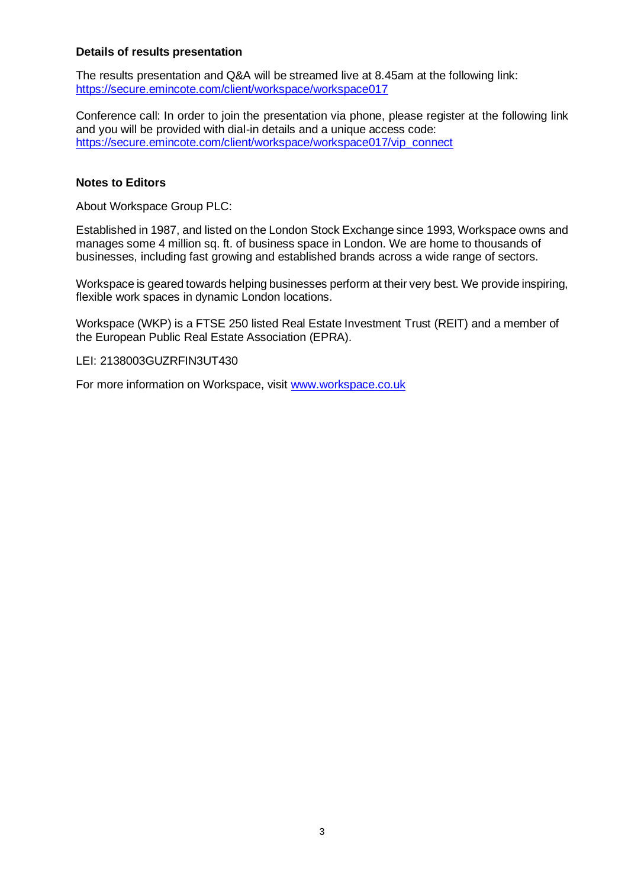**Details of results presentation**

The results presentation and Q&A will be streamed live at 8.45am at the following link: https://secure.emincote.com/client/workspace/workspace017

Conference call: In order to join the presentation via phone, please register at the following link and you will be provided with dial-in details and a unique access code: https://secure.emincote.com/client/workspace/workspace017/vip_connect

**Notes to Editors**

About Workspace Group PLC:

Established in 1987, and listed on the London Stock Exchange since 1993, Workspace owns and manages some 4 million sq. ft. of business space in London. We are home to thousands of businesses, including fast growing and established brands across a wide range of sectors.

Workspace is geared towards helping businesses perform at their very best. We provide inspiring, flexible work spaces in dynamic London locations.

Workspace (WKP) is a FTSE 250 listed Real Estate Investment Trust (REIT) and a member of the European Public Real Estate Association (EPRA).

LEI: 2138003GUZRFIN3UT430

For more information on Workspace, visit www.workspace.co.uk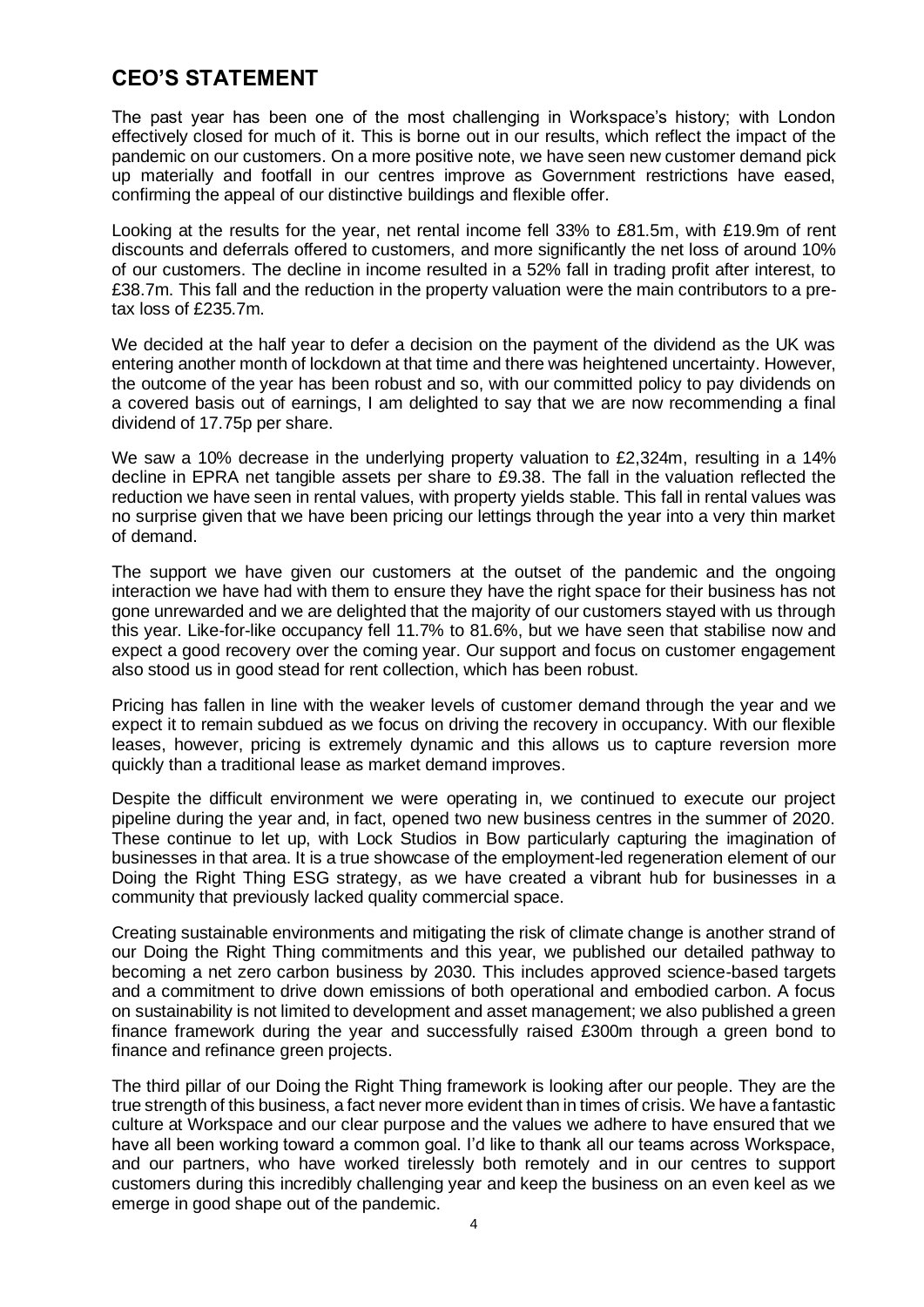## CEO'S STATEMENT

The past year has been one of the most challenging in Workspace's history; with London effectively closed for much of it. This is borne out in our results, which reflect the impact of the pandemic on our customers. On a more positive note, we have seen new customer demand pick up materially and footfall in our centres improve as Government restrictions have eased, confirming the appeal of our distinctive buildings and flexible offer.

Looking at the results for the year, net rental income fell 33% to £81.5m, with £19.9m of rent discounts and deferrals offered to customers, and more significantly the net loss of around 10% of our customers. The decline in income resulted in a 52% fall in trading profit after interest, to £38.7m. This fall and the reduction in the property valuation were the main contributors to a pre-tax loss of £235.7m.

We decided at the half year to defer a decision on the payment of the dividend as the UK was entering another month of lockdown at that time and there was heightened uncertainty. However, the outcome of the year has been robust and so, with our committed policy to pay dividends on a covered basis out of earnings, I am delighted to say that we are now recommending a final dividend of 17.75p per share.

We saw a 10% decrease in the underlying property valuation to £2,324m, resulting in a 14% decline in EPRA net tangible assets per share to £9.38. The fall in the valuation reflected the reduction we have seen in rental values, with property yields stable. This fall in rental values was no surprise given that we have been pricing our lettings through the year into a very thin market of demand.

The support we have given our customers at the outset of the pandemic and the ongoing interaction we have had with them to ensure they have the right space for their business has not gone unrewarded and we are delighted that the majority of our customers stayed with us through this year. Like-for-like occupancy fell 11.7% to 81.6%, but we have seen that stabilise now and expect a good recovery over the coming year. Our support and focus on customer engagement also stood us in good stead for rent collection, which has been robust.

Pricing has fallen in line with the weaker levels of customer demand through the year and we expect it to remain subdued as we focus on driving the recovery in occupancy. With our flexible leases, however, pricing is extremely dynamic and this allows us to capture reversion more quickly than a traditional lease as market demand improves.

Despite the difficult environment we were operating in, we continued to execute our project pipeline during the year and, in fact, opened two new business centres in the summer of 2020. These continue to let up, with Lock Studios in Bow particularly capturing the imagination of businesses in that area. It is a true showcase of the employment-led regeneration element of our Doing the Right Thing ESG strategy, as we have created a vibrant hub for businesses in a community that previously lacked quality commercial space.

Creating sustainable environments and mitigating the risk of climate change is another strand of our Doing the Right Thing commitments and this year, we published our detailed pathway to becoming a net zero carbon business by 2030. This includes approved science-based targets and a commitment to drive down emissions of both operational and embodied carbon. A focus on sustainability is not limited to development and asset management; we also published a green finance framework during the year and successfully raised £300m through a green bond to finance and refinance green projects.

The third pillar of our Doing the Right Thing framework is looking after our people. They are the true strength of this business, a fact never more evident than in times of crisis. We have a fantastic culture at Workspace and our clear purpose and the values we adhere to have ensured that we have all been working toward a common goal. I'd like to thank all our teams across Workspace, and our partners, who have worked tirelessly both remotely and in our centres to support customers during this incredibly challenging year and keep the business on an even keel as we emerge in good shape out of the pandemic.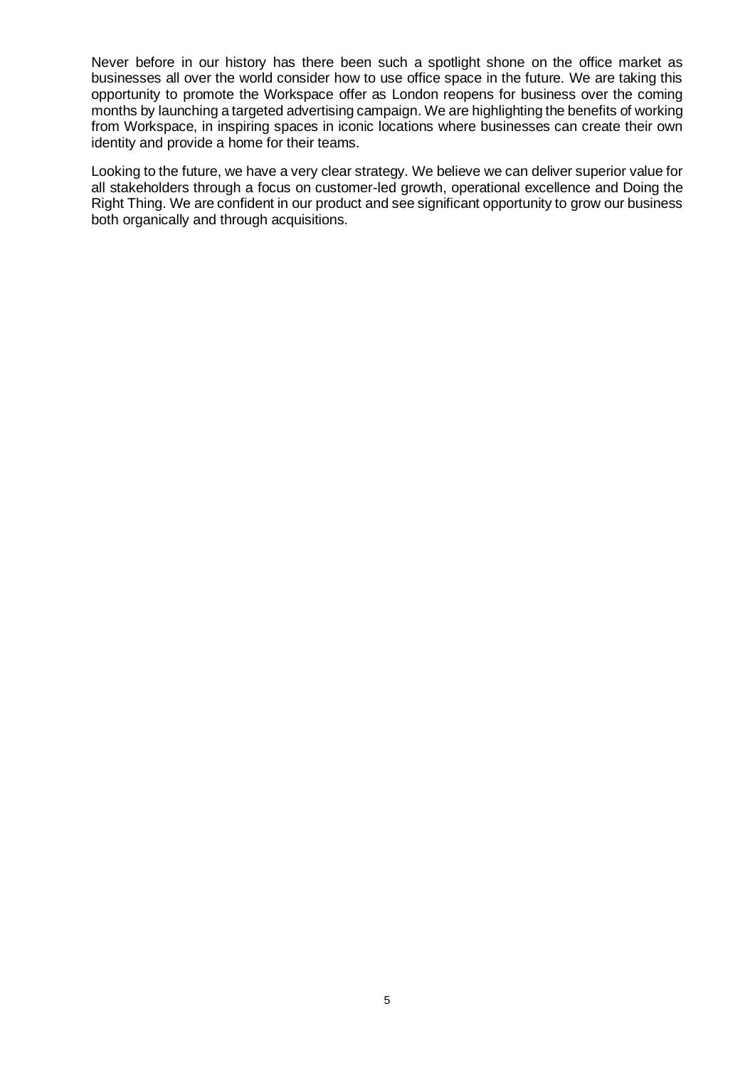Never before in our history has there been such a spotlight shone on the office market as businesses all over the world consider how to use office space in the future. We are taking this opportunity to promote the Workspace offer as London reopens for business over the coming months by launching a targeted advertising campaign. We are highlighting the benefits of working from Workspace, in inspiring spaces in iconic locations where businesses can create their own identity and provide a home for their teams.

Looking to the future, we have a very clear strategy. We believe we can deliver superior value for all stakeholders through a focus on customer-led growth, operational excellence and Doing the Right Thing. We are confident in our product and see significant opportunity to grow our business both organically and through acquisitions.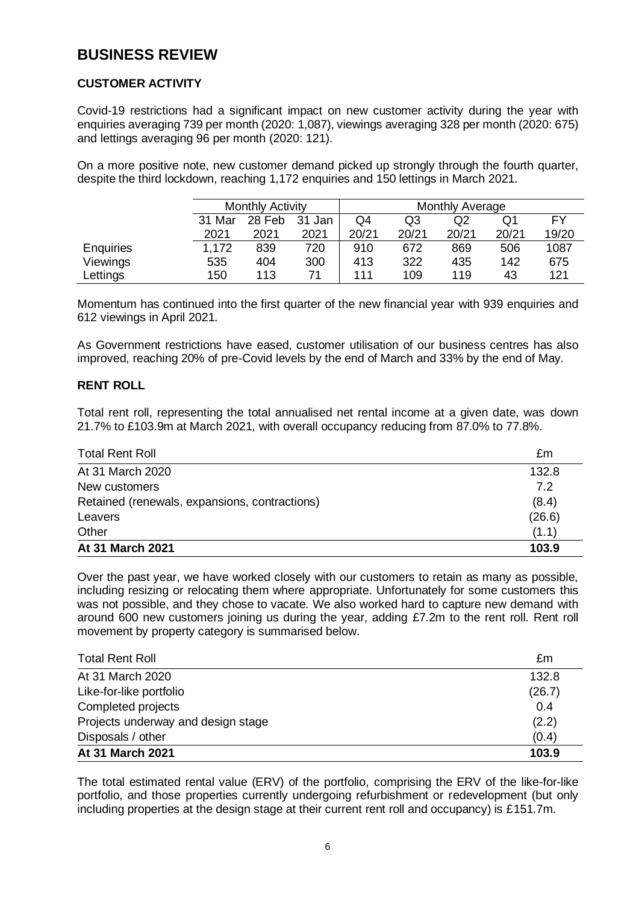# BUSINESS REVIEW

## CUSTOMER ACTIVITY

Covid-19 restrictions had a significant impact on new customer activity during the year with enquiries averaging 739 per month (2020: 1,087), viewings averaging 328 per month (2020: 675) and lettings averaging 96 per month (2020: 121).

On a more positive note, new customer demand picked up strongly through the fourth quarter, despite the third lockdown, reaching 1,172 enquiries and 150 lettings in March 2021.

| | Monthly Activity | | | Monthly Average | | | | |
|---|---|---|---|---|---|---|---|---|
| | 31 Mar 2021 | 28 Feb 2021 | 31 Jan 2021 | Q4 20/21 | Q3 20/21 | Q2 20/21 | Q1 20/21 | FY 19/20 |
| Enquiries | 1,172 | 839 | 720 | 910 | 672 | 869 | 506 | 1087 |
| Viewings | 535 | 404 | 300 | 413 | 322 | 435 | 142 | 675 |
| Lettings | 150 | 113 | 71 | 111 | 109 | 119 | 43 | 121 |

Momentum has continued into the first quarter of the new financial year with 939 enquiries and 612 viewings in April 2021.

As Government restrictions have eased, customer utilisation of our business centres has also improved, reaching 20% of pre-Covid levels by the end of March and 33% by the end of May.

## RENT ROLL

Total rent roll, representing the total annualised net rental income at a given date, was down 21.7% to £103.9m at March 2021, with overall occupancy reducing from 87.0% to 77.8%.

| Total Rent Roll | £m |
|---|---|
| At 31 March 2020 | 132.8 |
| New customers | 7.2 |
| Retained (renewals, expansions, contractions) | (8.4) |
| Leavers | (26.6) |
| Other | (1.1) |
| **At 31 March 2021** | **103.9** |

Over the past year, we have worked closely with our customers to retain as many as possible, including resizing or relocating them where appropriate. Unfortunately for some customers this was not possible, and they chose to vacate. We also worked hard to capture new demand with around 600 new customers joining us during the year, adding £7.2m to the rent roll. Rent roll movement by property category is summarised below.

| Total Rent Roll | £m |
|---|---|
| At 31 March 2020 | 132.8 |
| Like-for-like portfolio | (26.7) |
| Completed projects | 0.4 |
| Projects underway and design stage | (2.2) |
| Disposals / other | (0.4) |
| **At 31 March 2021** | **103.9** |

The total estimated rental value (ERV) of the portfolio, comprising the ERV of the like-for-like portfolio, and those properties currently undergoing refurbishment or redevelopment (but only including properties at the design stage at their current rent roll and occupancy) is £151.7m.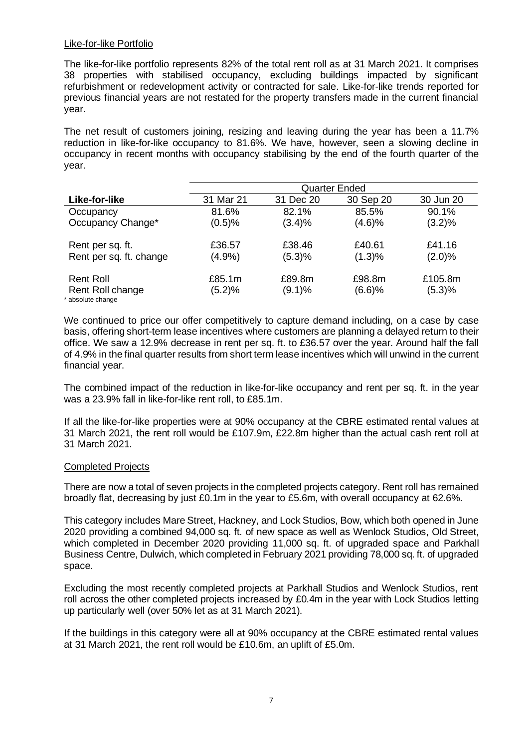Like-for-like Portfolio

The like-for-like portfolio represents 82% of the total rent roll as at 31 March 2021. It comprises 38 properties with stabilised occupancy, excluding buildings impacted by significant refurbishment or redevelopment activity or contracted for sale. Like-for-like trends reported for previous financial years are not restated for the property transfers made in the current financial year.

The net result of customers joining, resizing and leaving during the year has been a 11.7% reduction in like-for-like occupancy to 81.6%. We have, however, seen a slowing decline in occupancy in recent months with occupancy stabilising by the end of the fourth quarter of the year.

| | Quarter Ended | | | |
|---|---|---|---|---|
| **Like-for-like** | 31 Mar 21 | 31 Dec 20 | 30 Sep 20 | 30 Jun 20 |
| Occupancy | 81.6% | 82.1% | 85.5% | 90.1% |
| Occupancy Change* | (0.5)% | (3.4)% | (4.6)% | (3.2)% |
| Rent per sq. ft. | £36.57 | £38.46 | £40.61 | £41.16 |
| Rent per sq. ft. change | (4.9%) | (5.3)% | (1.3)% | (2.0)% |
| Rent Roll | £85.1m | £89.8m | £98.8m | £105.8m |
| Rent Roll change | (5.2)% | (9.1)% | (6.6)% | (5.3)% |

\* absolute change

We continued to price our offer competitively to capture demand including, on a case by case basis, offering short-term lease incentives where customers are planning a delayed return to their office. We saw a 12.9% decrease in rent per sq. ft. to £36.57 over the year. Around half the fall of 4.9% in the final quarter results from short term lease incentives which will unwind in the current financial year.

The combined impact of the reduction in like-for-like occupancy and rent per sq. ft. in the year was a 23.9% fall in like-for-like rent roll, to £85.1m.

If all the like-for-like properties were at 90% occupancy at the CBRE estimated rental values at 31 March 2021, the rent roll would be £107.9m, £22.8m higher than the actual cash rent roll at 31 March 2021.

Completed Projects

There are now a total of seven projects in the completed projects category. Rent roll has remained broadly flat, decreasing by just £0.1m in the year to £5.6m, with overall occupancy at 62.6%.

This category includes Mare Street, Hackney, and Lock Studios, Bow, which both opened in June 2020 providing a combined 94,000 sq. ft. of new space as well as Wenlock Studios, Old Street, which completed in December 2020 providing 11,000 sq. ft. of upgraded space and Parkhall Business Centre, Dulwich, which completed in February 2021 providing 78,000 sq. ft. of upgraded space.

Excluding the most recently completed projects at Parkhall Studios and Wenlock Studios, rent roll across the other completed projects increased by £0.4m in the year with Lock Studios letting up particularly well (over 50% let as at 31 March 2021).

If the buildings in this category were all at 90% occupancy at the CBRE estimated rental values at 31 March 2021, the rent roll would be £10.6m, an uplift of £5.0m.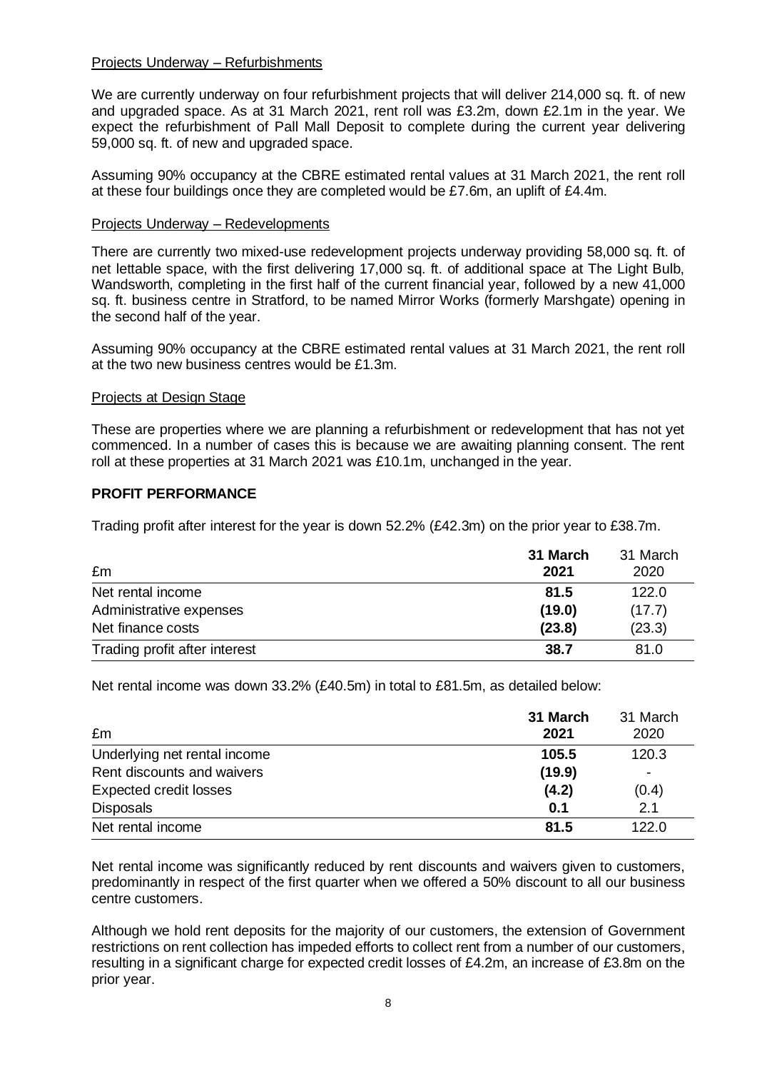Projects Underway – Refurbishments

We are currently underway on four refurbishment projects that will deliver 214,000 sq. ft. of new and upgraded space. As at 31 March 2021, rent roll was £3.2m, down £2.1m in the year. We expect the refurbishment of Pall Mall Deposit to complete during the current year delivering 59,000 sq. ft. of new and upgraded space.

Assuming 90% occupancy at the CBRE estimated rental values at 31 March 2021, the rent roll at these four buildings once they are completed would be £7.6m, an uplift of £4.4m.

Projects Underway – Redevelopments

There are currently two mixed-use redevelopment projects underway providing 58,000 sq. ft. of net lettable space, with the first delivering 17,000 sq. ft. of additional space at The Light Bulb, Wandsworth, completing in the first half of the current financial year, followed by a new 41,000 sq. ft. business centre in Stratford, to be named Mirror Works (formerly Marshgate) opening in the second half of the year.

Assuming 90% occupancy at the CBRE estimated rental values at 31 March 2021, the rent roll at the two new business centres would be £1.3m.

Projects at Design Stage

These are properties where we are planning a refurbishment or redevelopment that has not yet commenced. In a number of cases this is because we are awaiting planning consent. The rent roll at these properties at 31 March 2021 was £10.1m, unchanged in the year.

## PROFIT PERFORMANCE

Trading profit after interest for the year is down 52.2% (£42.3m) on the prior year to £38.7m.

| £m | **31 March 2021** | 31 March 2020 |
|---|---|---|
| Net rental income | **81.5** | 122.0 |
| Administrative expenses | **(19.0)** | (17.7) |
| Net finance costs | **(23.8)** | (23.3) |
| Trading profit after interest | **38.7** | 81.0 |

Net rental income was down 33.2% (£40.5m) in total to £81.5m, as detailed below:

| £m | **31 March 2021** | 31 March 2020 |
|---|---|---|
| Underlying net rental income | **105.5** | 120.3 |
| Rent discounts and waivers | **(19.9)** | - |
| Expected credit losses | **(4.2)** | (0.4) |
| Disposals | **0.1** | 2.1 |
| Net rental income | **81.5** | 122.0 |

Net rental income was significantly reduced by rent discounts and waivers given to customers, predominantly in respect of the first quarter when we offered a 50% discount to all our business centre customers.

Although we hold rent deposits for the majority of our customers, the extension of Government restrictions on rent collection has impeded efforts to collect rent from a number of our customers, resulting in a significant charge for expected credit losses of £4.2m, an increase of £3.8m on the prior year.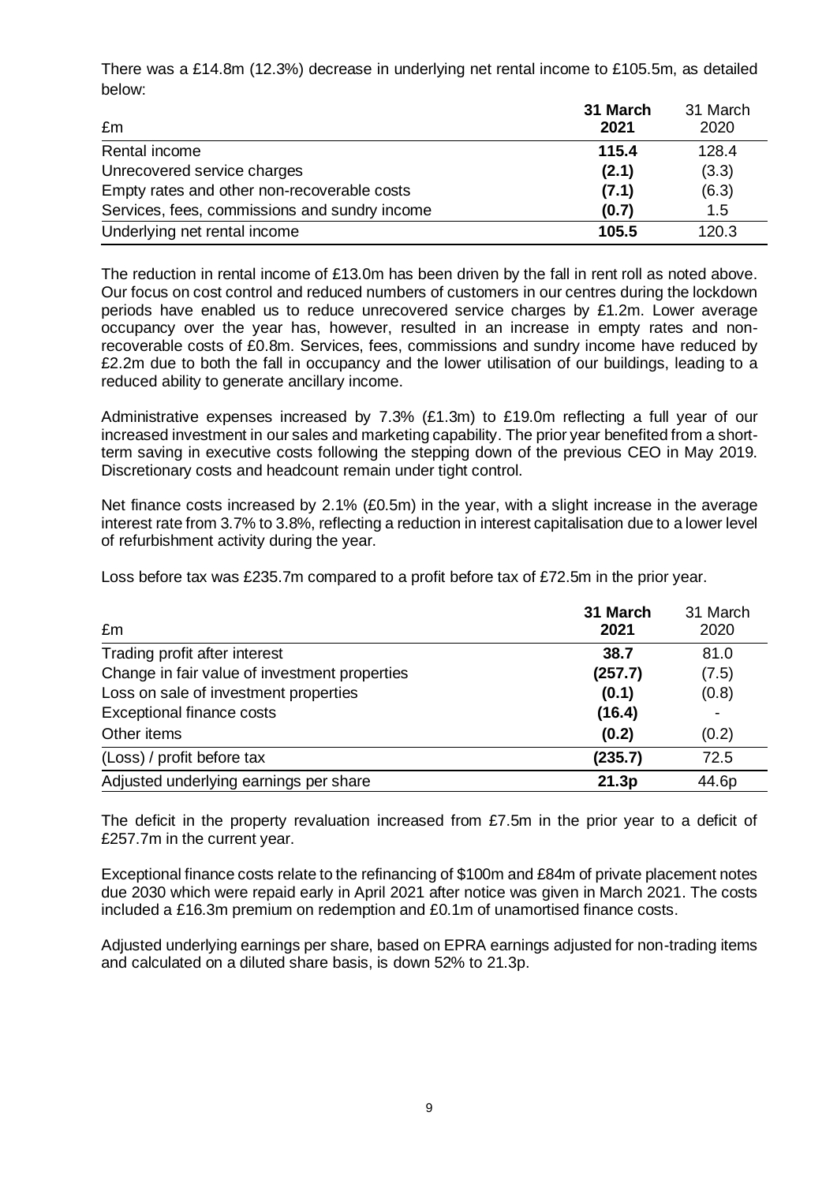There was a £14.8m (12.3%) decrease in underlying net rental income to £105.5m, as detailed below:

| £m | **31 March 2021** | 31 March 2020 |
|---|---|---|
| Rental income | **115.4** | 128.4 |
| Unrecovered service charges | **(2.1)** | (3.3) |
| Empty rates and other non-recoverable costs | **(7.1)** | (6.3) |
| Services, fees, commissions and sundry income | **(0.7)** | 1.5 |
| Underlying net rental income | **105.5** | 120.3 |

The reduction in rental income of £13.0m has been driven by the fall in rent roll as noted above. Our focus on cost control and reduced numbers of customers in our centres during the lockdown periods have enabled us to reduce unrecovered service charges by £1.2m. Lower average occupancy over the year has, however, resulted in an increase in empty rates and non-recoverable costs of £0.8m. Services, fees, commissions and sundry income have reduced by £2.2m due to both the fall in occupancy and the lower utilisation of our buildings, leading to a reduced ability to generate ancillary income.

Administrative expenses increased by 7.3% (£1.3m) to £19.0m reflecting a full year of our increased investment in our sales and marketing capability. The prior year benefited from a short-term saving in executive costs following the stepping down of the previous CEO in May 2019. Discretionary costs and headcount remain under tight control.

Net finance costs increased by 2.1% (£0.5m) in the year, with a slight increase in the average interest rate from 3.7% to 3.8%, reflecting a reduction in interest capitalisation due to a lower level of refurbishment activity during the year.

Loss before tax was £235.7m compared to a profit before tax of £72.5m in the prior year.

| £m | **31 March 2021** | 31 March 2020 |
|---|---|---|
| Trading profit after interest | **38.7** | 81.0 |
| Change in fair value of investment properties | **(257.7)** | (7.5) |
| Loss on sale of investment properties | **(0.1)** | (0.8) |
| Exceptional finance costs | **(16.4)** | - |
| Other items | **(0.2)** | (0.2) |
| (Loss) / profit before tax | **(235.7)** | 72.5 |
| Adjusted underlying earnings per share | **21.3p** | 44.6p |

The deficit in the property revaluation increased from £7.5m in the prior year to a deficit of £257.7m in the current year.

Exceptional finance costs relate to the refinancing of \$100m and £84m of private placement notes due 2030 which were repaid early in April 2021 after notice was given in March 2021. The costs included a £16.3m premium on redemption and £0.1m of unamortised finance costs.

Adjusted underlying earnings per share, based on EPRA earnings adjusted for non-trading items and calculated on a diluted share basis, is down 52% to 21.3p.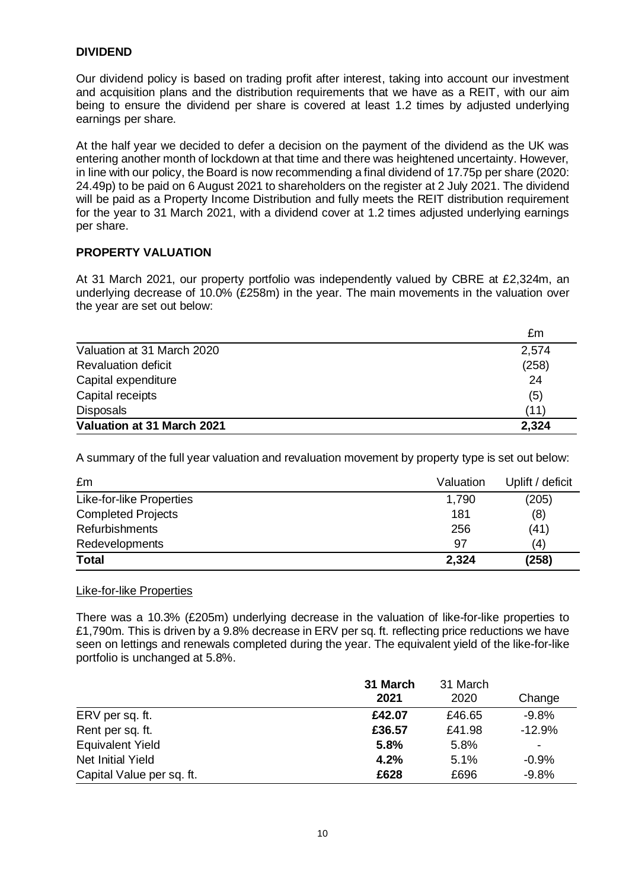## DIVIDEND

Our dividend policy is based on trading profit after interest, taking into account our investment and acquisition plans and the distribution requirements that we have as a REIT, with our aim being to ensure the dividend per share is covered at least 1.2 times by adjusted underlying earnings per share.

At the half year we decided to defer a decision on the payment of the dividend as the UK was entering another month of lockdown at that time and there was heightened uncertainty. However, in line with our policy, the Board is now recommending a final dividend of 17.75p per share (2020: 24.49p) to be paid on 6 August 2021 to shareholders on the register at 2 July 2021. The dividend will be paid as a Property Income Distribution and fully meets the REIT distribution requirement for the year to 31 March 2021, with a dividend cover at 1.2 times adjusted underlying earnings per share.

## PROPERTY VALUATION

At 31 March 2021, our property portfolio was independently valued by CBRE at £2,324m, an underlying decrease of 10.0% (£258m) in the year. The main movements in the valuation over the year are set out below:

| | £m |
|---|---|
| Valuation at 31 March 2020 | 2,574 |
| Revaluation deficit | (258) |
| Capital expenditure | 24 |
| Capital receipts | (5) |
| Disposals | (11) |
| **Valuation at 31 March 2021** | **2,324** |

A summary of the full year valuation and revaluation movement by property type is set out below:

| £m | Valuation | Uplift / deficit |
|---|---|---|
| Like-for-like Properties | 1,790 | (205) |
| Completed Projects | 181 | (8) |
| Refurbishments | 256 | (41) |
| Redevelopments | 97 | (4) |
| **Total** | **2,324** | **(258)** |

### Like-for-like Properties

There was a 10.3% (£205m) underlying decrease in the valuation of like-for-like properties to £1,790m. This is driven by a 9.8% decrease in ERV per sq. ft. reflecting price reductions we have seen on lettings and renewals completed during the year. The equivalent yield of the like-for-like portfolio is unchanged at 5.8%.

| | **31 March 2021** | 31 March 2020 | Change |
|---|---|---|---|
| ERV per sq. ft. | **£42.07** | £46.65 | -9.8% |
| Rent per sq. ft. | **£36.57** | £41.98 | -12.9% |
| Equivalent Yield | **5.8%** | 5.8% | - |
| Net Initial Yield | **4.2%** | 5.1% | -0.9% |
| Capital Value per sq. ft. | **£628** | £696 | -9.8% |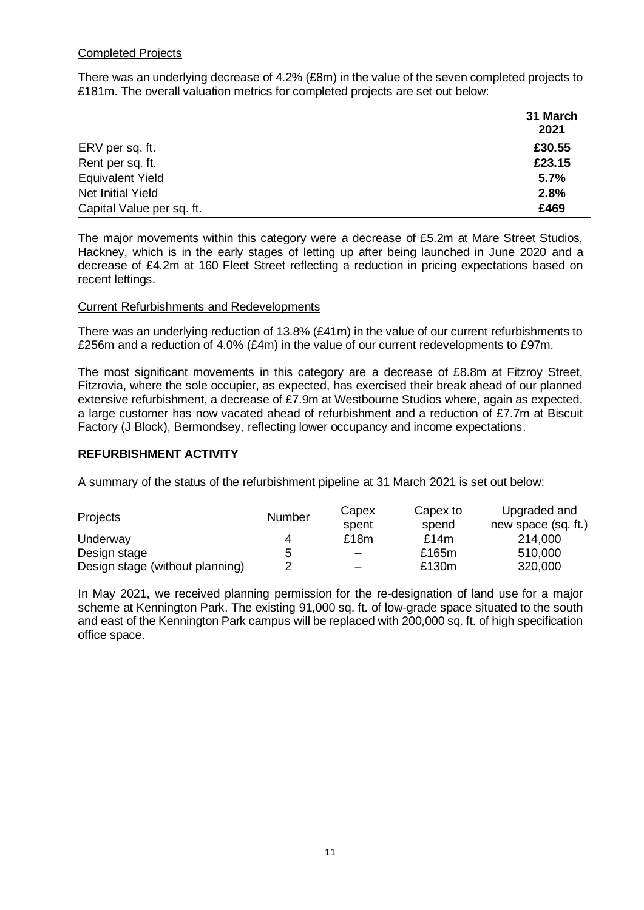Completed Projects

There was an underlying decrease of 4.2% (£8m) in the value of the seven completed projects to £181m. The overall valuation metrics for completed projects are set out below:

| | 31 March 2021 |
|---|---|
| ERV per sq. ft. | **£30.55** |
| Rent per sq. ft. | **£23.15** |
| Equivalent Yield | **5.7%** |
| Net Initial Yield | **2.8%** |
| Capital Value per sq. ft. | **£469** |

The major movements within this category were a decrease of £5.2m at Mare Street Studios, Hackney, which is in the early stages of letting up after being launched in June 2020 and a decrease of £4.2m at 160 Fleet Street reflecting a reduction in pricing expectations based on recent lettings.

Current Refurbishments and Redevelopments

There was an underlying reduction of 13.8% (£41m) in the value of our current refurbishments to £256m and a reduction of 4.0% (£4m) in the value of our current redevelopments to £97m.

The most significant movements in this category are a decrease of £8.8m at Fitzroy Street, Fitzrovia, where the sole occupier, as expected, has exercised their break ahead of our planned extensive refurbishment, a decrease of £7.9m at Westbourne Studios where, again as expected, a large customer has now vacated ahead of refurbishment and a reduction of £7.7m at Biscuit Factory (J Block), Bermondsey, reflecting lower occupancy and income expectations.

## REFURBISHMENT ACTIVITY

A summary of the status of the refurbishment pipeline at 31 March 2021 is set out below:

| Projects | Number | Capex spent | Capex to spend | Upgraded and new space (sq. ft.) |
|---|---|---|---|---|
| Underway | 4 | £18m | £14m | 214,000 |
| Design stage | 5 | – | £165m | 510,000 |
| Design stage (without planning) | 2 | – | £130m | 320,000 |

In May 2021, we received planning permission for the re-designation of land use for a major scheme at Kennington Park. The existing 91,000 sq. ft. of low-grade space situated to the south and east of the Kennington Park campus will be replaced with 200,000 sq. ft. of high specification office space.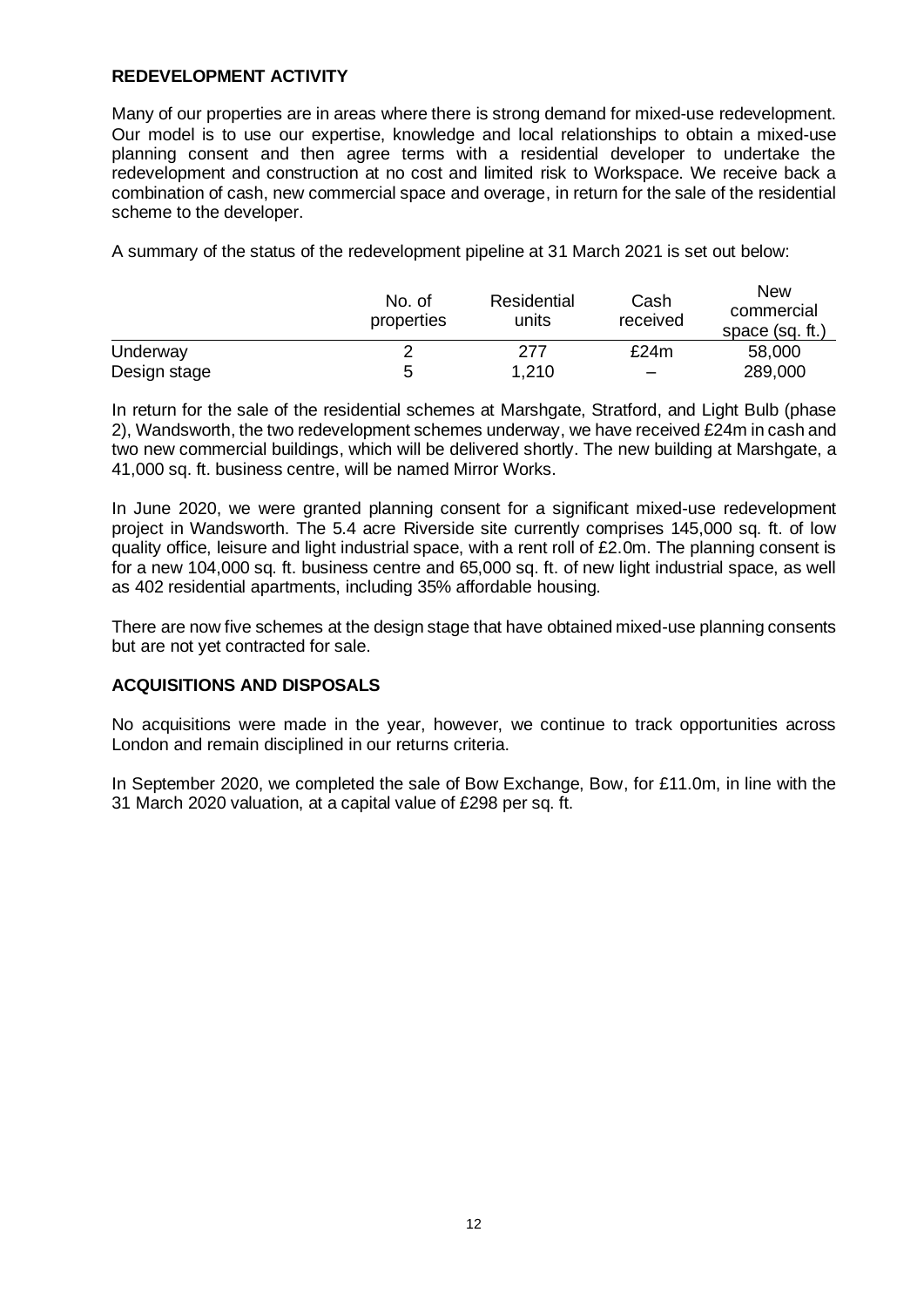## REDEVELOPMENT ACTIVITY

Many of our properties are in areas where there is strong demand for mixed-use redevelopment. Our model is to use our expertise, knowledge and local relationships to obtain a mixed-use planning consent and then agree terms with a residential developer to undertake the redevelopment and construction at no cost and limited risk to Workspace. We receive back a combination of cash, new commercial space and overage, in return for the sale of the residential scheme to the developer.

A summary of the status of the redevelopment pipeline at 31 March 2021 is set out below:

| | No. of properties | Residential units | Cash received | New commercial space (sq. ft.) |
|---|---|---|---|---|
| Underway | 2 | 277 | £24m | 58,000 |
| Design stage | 5 | 1,210 | – | 289,000 |

In return for the sale of the residential schemes at Marshgate, Stratford, and Light Bulb (phase 2), Wandsworth, the two redevelopment schemes underway, we have received £24m in cash and two new commercial buildings, which will be delivered shortly. The new building at Marshgate, a 41,000 sq. ft. business centre, will be named Mirror Works.

In June 2020, we were granted planning consent for a significant mixed-use redevelopment project in Wandsworth. The 5.4 acre Riverside site currently comprises 145,000 sq. ft. of low quality office, leisure and light industrial space, with a rent roll of £2.0m. The planning consent is for a new 104,000 sq. ft. business centre and 65,000 sq. ft. of new light industrial space, as well as 402 residential apartments, including 35% affordable housing.

There are now five schemes at the design stage that have obtained mixed-use planning consents but are not yet contracted for sale.

## ACQUISITIONS AND DISPOSALS

No acquisitions were made in the year, however, we continue to track opportunities across London and remain disciplined in our returns criteria.

In September 2020, we completed the sale of Bow Exchange, Bow, for £11.0m, in line with the 31 March 2020 valuation, at a capital value of £298 per sq. ft.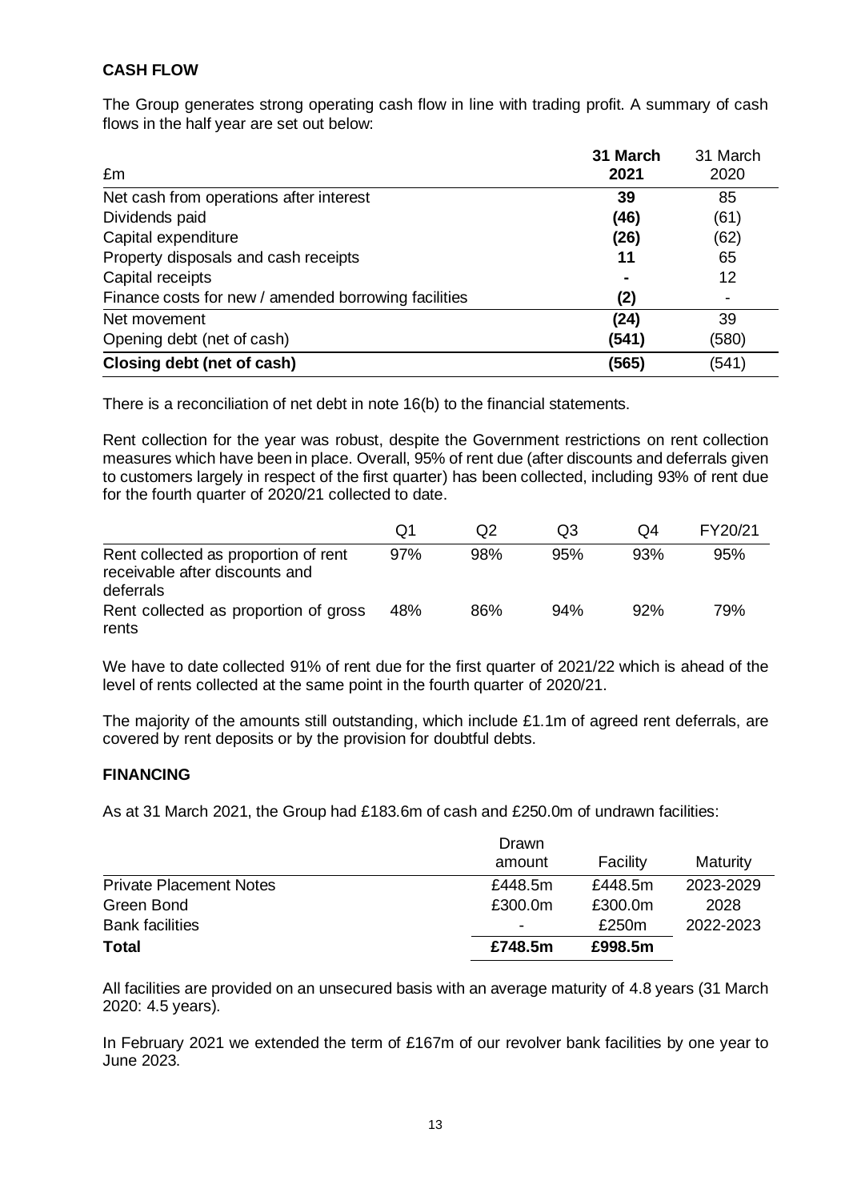**CASH FLOW**

The Group generates strong operating cash flow in line with trading profit. A summary of cash flows in the half year are set out below:

| £m | **31 March 2021** | 31 March 2020 |
|---|---|---|
| Net cash from operations after interest | **39** | 85 |
| Dividends paid | **(46)** | (61) |
| Capital expenditure | **(26)** | (62) |
| Property disposals and cash receipts | **11** | 65 |
| Capital receipts | **-** | 12 |
| Finance costs for new / amended borrowing facilities | **(2)** | - |
| Net movement | **(24)** | 39 |
| Opening debt (net of cash) | **(541)** | (580) |
| **Closing debt (net of cash)** | **(565)** | (541) |

There is a reconciliation of net debt in note 16(b) to the financial statements.

Rent collection for the year was robust, despite the Government restrictions on rent collection measures which have been in place. Overall, 95% of rent due (after discounts and deferrals given to customers largely in respect of the first quarter) has been collected, including 93% of rent due for the fourth quarter of 2020/21 collected to date.

| | Q1 | Q2 | Q3 | Q4 | FY20/21 |
|---|---|---|---|---|---|
| Rent collected as proportion of rent receivable after discounts and deferrals | 97% | 98% | 95% | 93% | 95% |
| Rent collected as proportion of gross rents | 48% | 86% | 94% | 92% | 79% |

We have to date collected 91% of rent due for the first quarter of 2021/22 which is ahead of the level of rents collected at the same point in the fourth quarter of 2020/21.

The majority of the amounts still outstanding, which include £1.1m of agreed rent deferrals, are covered by rent deposits or by the provision for doubtful debts.

**FINANCING**

As at 31 March 2021, the Group had £183.6m of cash and £250.0m of undrawn facilities:

| | Drawn amount | Facility | Maturity |
|---|---|---|---|
| Private Placement Notes | £448.5m | £448.5m | 2023-2029 |
| Green Bond | £300.0m | £300.0m | 2028 |
| Bank facilities | - | £250m | 2022-2023 |
| **Total** | **£748.5m** | **£998.5m** | |

All facilities are provided on an unsecured basis with an average maturity of 4.8 years (31 March 2020: 4.5 years).

In February 2021 we extended the term of £167m of our revolver bank facilities by one year to June 2023.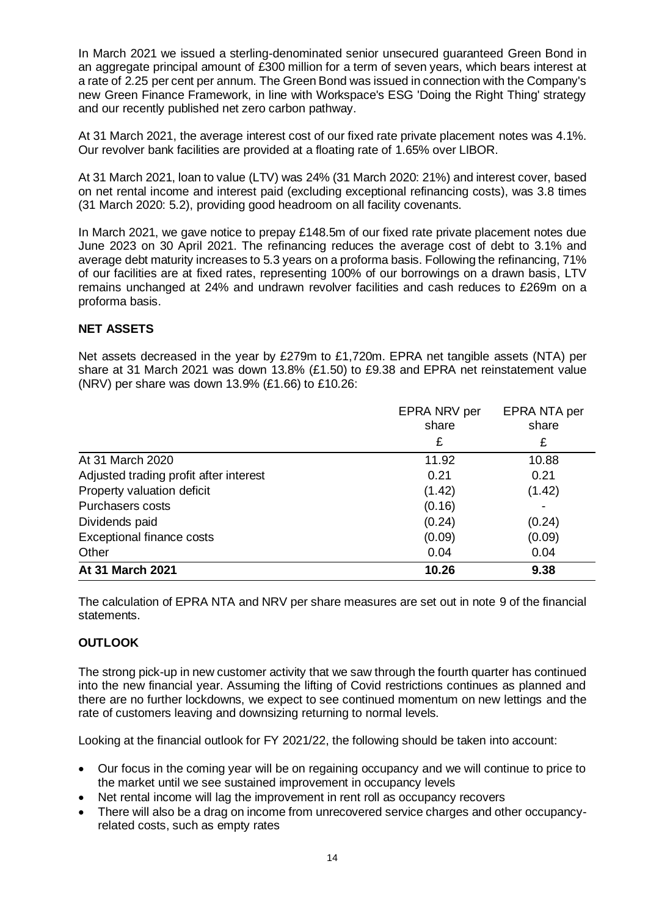In March 2021 we issued a sterling-denominated senior unsecured guaranteed Green Bond in an aggregate principal amount of £300 million for a term of seven years, which bears interest at a rate of 2.25 per cent per annum. The Green Bond was issued in connection with the Company's new Green Finance Framework, in line with Workspace's ESG 'Doing the Right Thing' strategy and our recently published net zero carbon pathway.

At 31 March 2021, the average interest cost of our fixed rate private placement notes was 4.1%. Our revolver bank facilities are provided at a floating rate of 1.65% over LIBOR.

At 31 March 2021, loan to value (LTV) was 24% (31 March 2020: 21%) and interest cover, based on net rental income and interest paid (excluding exceptional refinancing costs), was 3.8 times (31 March 2020: 5.2), providing good headroom on all facility covenants.

In March 2021, we gave notice to prepay £148.5m of our fixed rate private placement notes due June 2023 on 30 April 2021. The refinancing reduces the average cost of debt to 3.1% and average debt maturity increases to 5.3 years on a proforma basis. Following the refinancing, 71% of our facilities are at fixed rates, representing 100% of our borrowings on a drawn basis, LTV remains unchanged at 24% and undrawn revolver facilities and cash reduces to £269m on a proforma basis.

**NET ASSETS**

Net assets decreased in the year by £279m to £1,720m. EPRA net tangible assets (NTA) per share at 31 March 2021 was down 13.8% (£1.50) to £9.38 and EPRA net reinstatement value (NRV) per share was down 13.9% (£1.66) to £10.26:

| | EPRA NRV per share | EPRA NTA per share |
|---|---|---|
| | £ | £ |
| At 31 March 2020 | 11.92 | 10.88 |
| Adjusted trading profit after interest | 0.21 | 0.21 |
| Property valuation deficit | (1.42) | (1.42) |
| Purchasers costs | (0.16) | - |
| Dividends paid | (0.24) | (0.24) |
| Exceptional finance costs | (0.09) | (0.09) |
| Other | 0.04 | 0.04 |
| **At 31 March 2021** | **10.26** | **9.38** |

The calculation of EPRA NTA and NRV per share measures are set out in note 9 of the financial statements.

**OUTLOOK**

The strong pick-up in new customer activity that we saw through the fourth quarter has continued into the new financial year. Assuming the lifting of Covid restrictions continues as planned and there are no further lockdowns, we expect to see continued momentum on new lettings and the rate of customers leaving and downsizing returning to normal levels.

Looking at the financial outlook for FY 2021/22, the following should be taken into account:

- Our focus in the coming year will be on regaining occupancy and we will continue to price to the market until we see sustained improvement in occupancy levels
- Net rental income will lag the improvement in rent roll as occupancy recovers
- There will also be a drag on income from unrecovered service charges and other occupancy-related costs, such as empty rates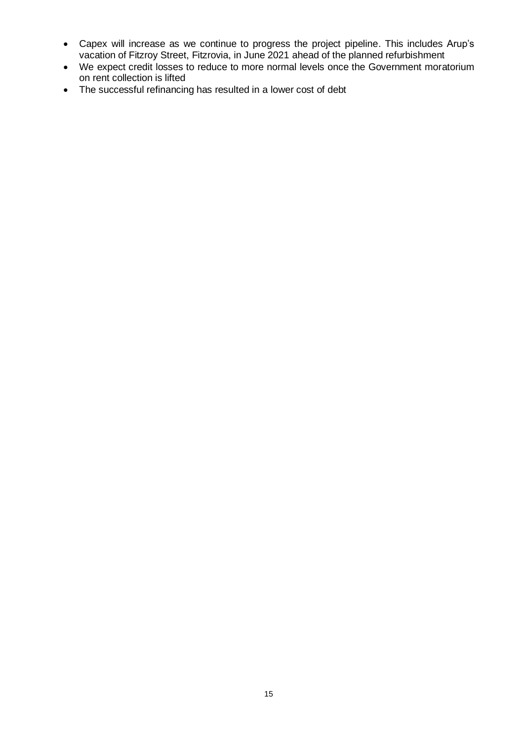- Capex will increase as we continue to progress the project pipeline. This includes Arup's vacation of Fitzroy Street, Fitzrovia, in June 2021 ahead of the planned refurbishment
- We expect credit losses to reduce to more normal levels once the Government moratorium on rent collection is lifted
- The successful refinancing has resulted in a lower cost of debt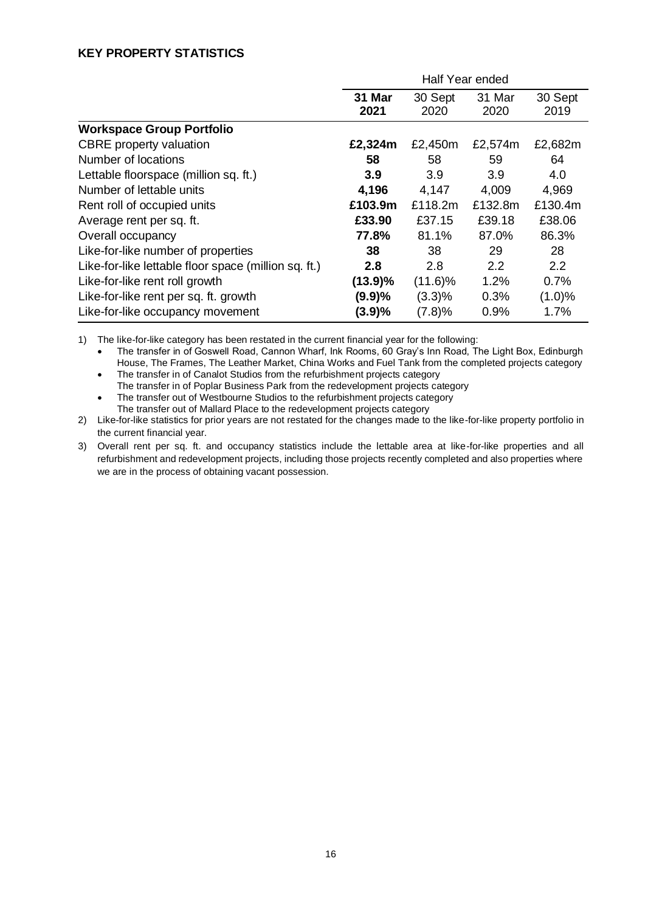## KEY PROPERTY STATISTICS

| | Half Year ended | | | |
|---|---|---|---|---|
| | **31 Mar 2021** | 30 Sept 2020 | 31 Mar 2020 | 30 Sept 2019 |
| **Workspace Group Portfolio** | | | | |
| CBRE property valuation | **£2,324m** | £2,450m | £2,574m | £2,682m |
| Number of locations | **58** | 58 | 59 | 64 |
| Lettable floorspace (million sq. ft.) | **3.9** | 3.9 | 3.9 | 4.0 |
| Number of lettable units | **4,196** | 4,147 | 4,009 | 4,969 |
| Rent roll of occupied units | **£103.9m** | £118.2m | £132.8m | £130.4m |
| Average rent per sq. ft. | **£33.90** | £37.15 | £39.18 | £38.06 |
| Overall occupancy | **77.8%** | 81.1% | 87.0% | 86.3% |
| Like-for-like number of properties | **38** | 38 | 29 | 28 |
| Like-for-like lettable floor space (million sq. ft.) | **2.8** | 2.8 | 2.2 | 2.2 |
| Like-for-like rent roll growth | **(13.9)%** | (11.6)% | 1.2% | 0.7% |
| Like-for-like rent per sq. ft. growth | **(9.9)%** | (3.3)% | 0.3% | (1.0)% |
| Like-for-like occupancy movement | **(3.9)%** | (7.8)% | 0.9% | 1.7% |

1) The like-for-like category has been restated in the current financial year for the following:
   - The transfer in of Goswell Road, Cannon Wharf, Ink Rooms, 60 Gray's Inn Road, The Light Box, Edinburgh House, The Frames, The Leather Market, China Works and Fuel Tank from the completed projects category
   - The transfer in of Canalot Studios from the refurbishment projects category
     The transfer in of Poplar Business Park from the redevelopment projects category
   - The transfer out of Westbourne Studios to the refurbishment projects category
     The transfer out of Mallard Place to the redevelopment projects category
2) Like-for-like statistics for prior years are not restated for the changes made to the like-for-like property portfolio in the current financial year.
3) Overall rent per sq. ft. and occupancy statistics include the lettable area at like-for-like properties and all refurbishment and redevelopment projects, including those projects recently completed and also properties where we are in the process of obtaining vacant possession.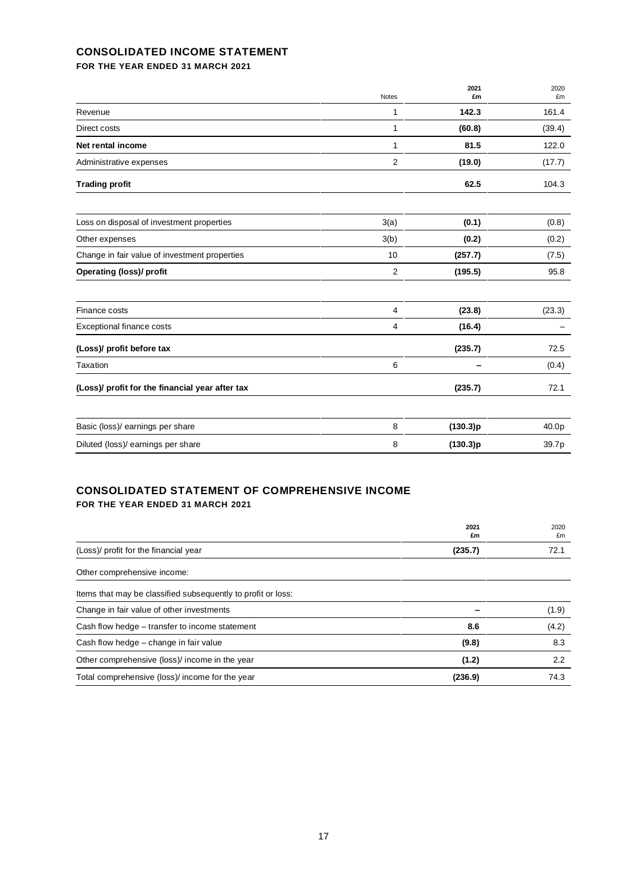## CONSOLIDATED INCOME STATEMENT

**FOR THE YEAR ENDED 31 MARCH 2021**

| | Notes | **2021 £m** | 2020 £m |
|---|---|---|---|
| Revenue | 1 | **142.3** | 161.4 |
| Direct costs | 1 | **(60.8)** | (39.4) |
| **Net rental income** | 1 | **81.5** | 122.0 |
| Administrative expenses | 2 | **(19.0)** | (17.7) |
| **Trading profit** | | **62.5** | 104.3 |
| Loss on disposal of investment properties | 3(a) | **(0.1)** | (0.8) |
| Other expenses | 3(b) | **(0.2)** | (0.2) |
| Change in fair value of investment properties | 10 | **(257.7)** | (7.5) |
| **Operating (loss)/ profit** | 2 | **(195.5)** | 95.8 |
| Finance costs | 4 | **(23.8)** | (23.3) |
| Exceptional finance costs | 4 | **(16.4)** | – |
| **(Loss)/ profit before tax** | | **(235.7)** | 72.5 |
| Taxation | 6 | **–** | (0.4) |
| **(Loss)/ profit for the financial year after tax** | | **(235.7)** | 72.1 |
| Basic (loss)/ earnings per share | 8 | **(130.3)p** | 40.0p |
| Diluted (loss)/ earnings per share | 8 | **(130.3)p** | 39.7p |

## CONSOLIDATED STATEMENT OF COMPREHENSIVE INCOME

**FOR THE YEAR ENDED 31 MARCH 2021**

| | **2021 £m** | 2020 £m |
|---|---|---|
| (Loss)/ profit for the financial year | **(235.7)** | 72.1 |
| Other comprehensive income: | | |
| Items that may be classified subsequently to profit or loss: | | |
| Change in fair value of other investments | **–** | (1.9) |
| Cash flow hedge – transfer to income statement | **8.6** | (4.2) |
| Cash flow hedge – change in fair value | **(9.8)** | 8.3 |
| Other comprehensive (loss)/ income in the year | **(1.2)** | 2.2 |
| Total comprehensive (loss)/ income for the year | **(236.9)** | 74.3 |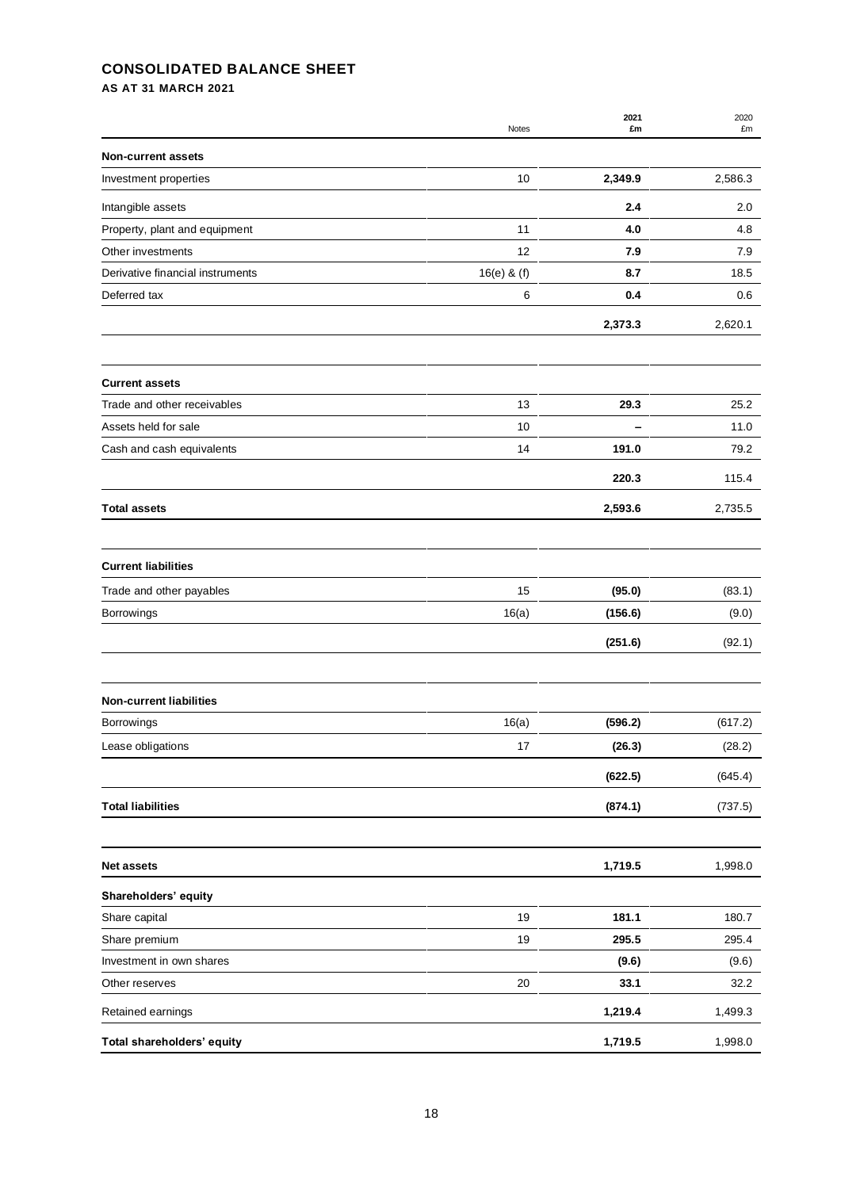# CONSOLIDATED BALANCE SHEET

### AS AT 31 MARCH 2021

| | Notes | 2021 £m | 2020 £m |
|---|---|---|---|
| **Non-current assets** | | | |
| Investment properties | 10 | **2,349.9** | 2,586.3 |
| Intangible assets | | **2.4** | 2.0 |
| Property, plant and equipment | 11 | **4.0** | 4.8 |
| Other investments | 12 | **7.9** | 7.9 |
| Derivative financial instruments | 16(e) & (f) | **8.7** | 18.5 |
| Deferred tax | 6 | **0.4** | 0.6 |
| | | **2,373.3** | 2,620.1 |
| **Current assets** | | | |
| Trade and other receivables | 13 | **29.3** | 25.2 |
| Assets held for sale | 10 | **–** | 11.0 |
| Cash and cash equivalents | 14 | **191.0** | 79.2 |
| | | **220.3** | 115.4 |
| **Total assets** | | **2,593.6** | 2,735.5 |
| **Current liabilities** | | | |
| Trade and other payables | 15 | **(95.0)** | (83.1) |
| Borrowings | 16(a) | **(156.6)** | (9.0) |
| | | **(251.6)** | (92.1) |
| **Non-current liabilities** | | | |
| Borrowings | 16(a) | **(596.2)** | (617.2) |
| Lease obligations | 17 | **(26.3)** | (28.2) |
| | | **(622.5)** | (645.4) |
| **Total liabilities** | | **(874.1)** | (737.5) |
| **Net assets** | | **1,719.5** | 1,998.0 |
| **Shareholders' equity** | | | |
| Share capital | 19 | **181.1** | 180.7 |
| Share premium | 19 | **295.5** | 295.4 |
| Investment in own shares | | **(9.6)** | (9.6) |
| Other reserves | 20 | **33.1** | 32.2 |
| Retained earnings | | **1,219.4** | 1,499.3 |
| **Total shareholders' equity** | | **1,719.5** | 1,998.0 |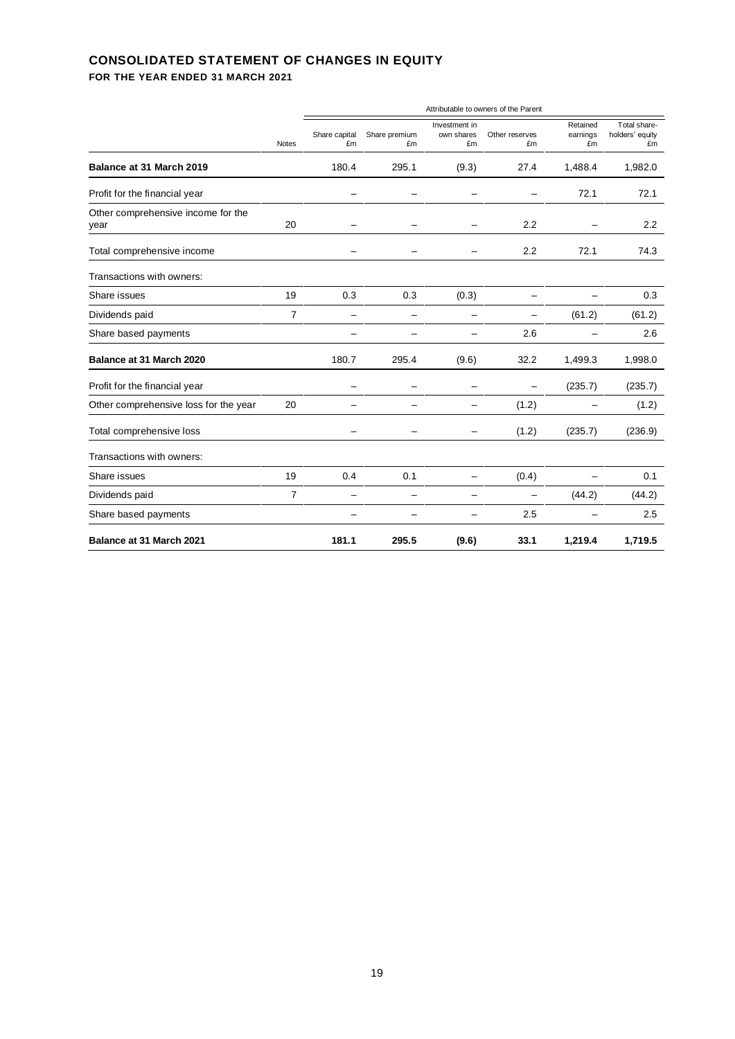# CONSOLIDATED STATEMENT OF CHANGES IN EQUITY

### FOR THE YEAR ENDED 31 MARCH 2021

| | | Attributable to owners of the Parent | | | | | |
|---|---|---|---|---|---|---|---|
| | Notes | Share capital £m | Share premium £m | Investment in own shares £m | Other reserves £m | Retained earnings £m | Total share-holders' equity £m |
| **Balance at 31 March 2019** | | 180.4 | 295.1 | (9.3) | 27.4 | 1,488.4 | 1,982.0 |
| Profit for the financial year | | – | – | – | – | 72.1 | 72.1 |
| Other comprehensive income for the year | 20 | – | – | – | 2.2 | – | 2.2 |
| Total comprehensive income | | – | – | – | 2.2 | 72.1 | 74.3 |
| Transactions with owners: | | | | | | | |
| Share issues | 19 | 0.3 | 0.3 | (0.3) | – | – | 0.3 |
| Dividends paid | 7 | – | – | – | – | (61.2) | (61.2) |
| Share based payments | | – | – | – | 2.6 | – | 2.6 |
| **Balance at 31 March 2020** | | 180.7 | 295.4 | (9.6) | 32.2 | 1,499.3 | 1,998.0 |
| Profit for the financial year | | – | – | – | – | (235.7) | (235.7) |
| Other comprehensive loss for the year | 20 | – | – | – | (1.2) | – | (1.2) |
| Total comprehensive loss | | – | – | – | (1.2) | (235.7) | (236.9) |
| Transactions with owners: | | | | | | | |
| Share issues | 19 | 0.4 | 0.1 | – | (0.4) | – | 0.1 |
| Dividends paid | 7 | – | – | – | – | (44.2) | (44.2) |
| Share based payments | | – | – | – | 2.5 | – | 2.5 |
| **Balance at 31 March 2021** | | **181.1** | **295.5** | **(9.6)** | **33.1** | **1,219.4** | **1,719.5** |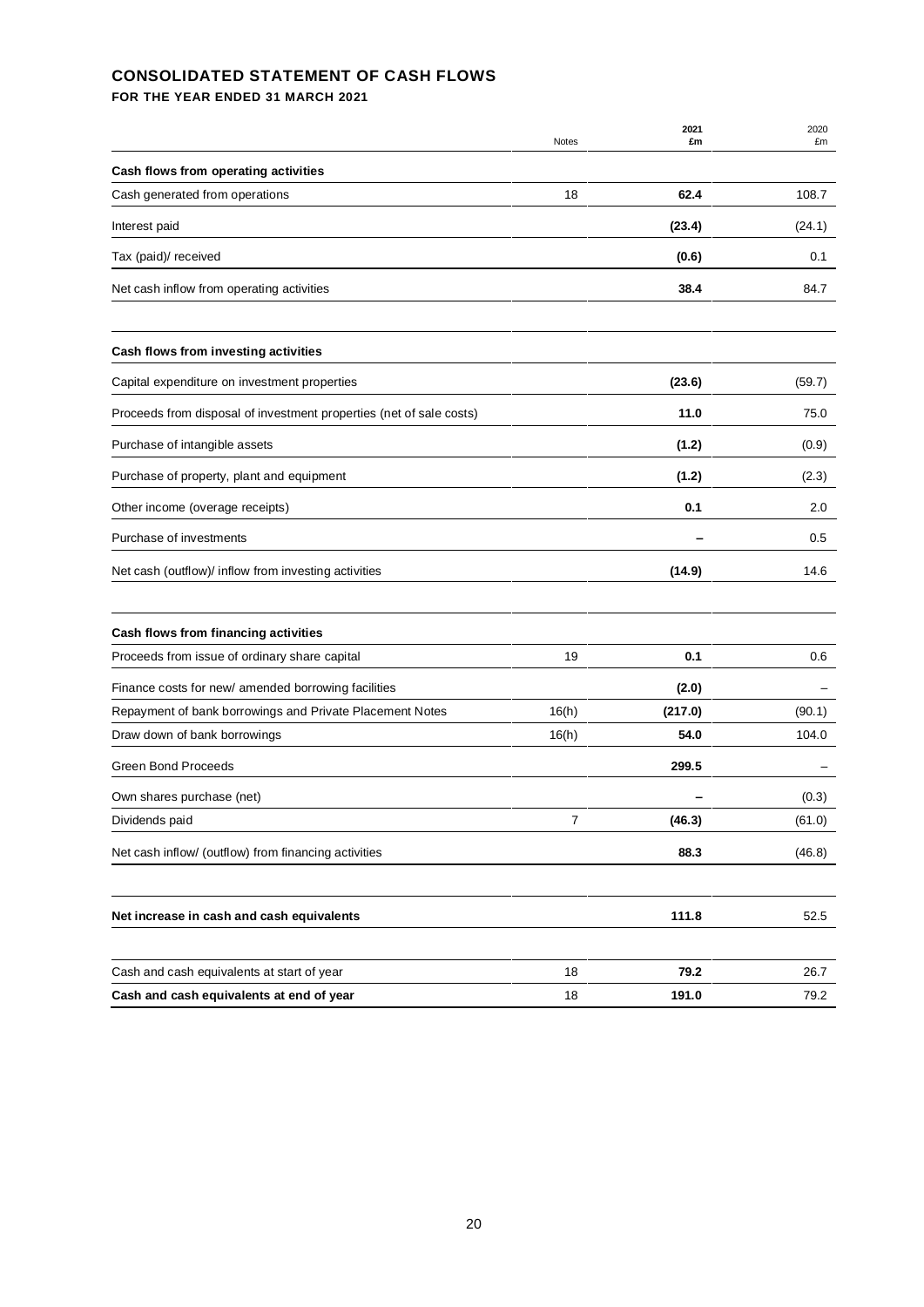## CONSOLIDATED STATEMENT OF CASH FLOWS

### FOR THE YEAR ENDED 31 MARCH 2021

| | Notes | 2021 £m | 2020 £m |
|---|---|---|---|
| **Cash flows from operating activities** | | | |
| Cash generated from operations | 18 | **62.4** | 108.7 |
| Interest paid | | **(23.4)** | (24.1) |
| Tax (paid)/ received | | **(0.6)** | 0.1 |
| Net cash inflow from operating activities | | **38.4** | 84.7 |
| | | | |
| **Cash flows from investing activities** | | | |
| Capital expenditure on investment properties | | **(23.6)** | (59.7) |
| Proceeds from disposal of investment properties (net of sale costs) | | **11.0** | 75.0 |
| Purchase of intangible assets | | **(1.2)** | (0.9) |
| Purchase of property, plant and equipment | | **(1.2)** | (2.3) |
| Other income (overage receipts) | | **0.1** | 2.0 |
| Purchase of investments | | **–** | 0.5 |
| Net cash (outflow)/ inflow from investing activities | | **(14.9)** | 14.6 |
| | | | |
| **Cash flows from financing activities** | | | |
| Proceeds from issue of ordinary share capital | 19 | **0.1** | 0.6 |
| Finance costs for new/ amended borrowing facilities | | **(2.0)** | – |
| Repayment of bank borrowings and Private Placement Notes | 16(h) | **(217.0)** | (90.1) |
| Draw down of bank borrowings | 16(h) | **54.0** | 104.0 |
| Green Bond Proceeds | | **299.5** | – |
| Own shares purchase (net) | | **–** | (0.3) |
| Dividends paid | 7 | **(46.3)** | (61.0) |
| Net cash inflow/ (outflow) from financing activities | | **88.3** | (46.8) |
| | | | |
| **Net increase in cash and cash equivalents** | | **111.8** | 52.5 |
| | | | |
| Cash and cash equivalents at start of year | 18 | **79.2** | 26.7 |
| **Cash and cash equivalents at end of year** | 18 | **191.0** | 79.2 |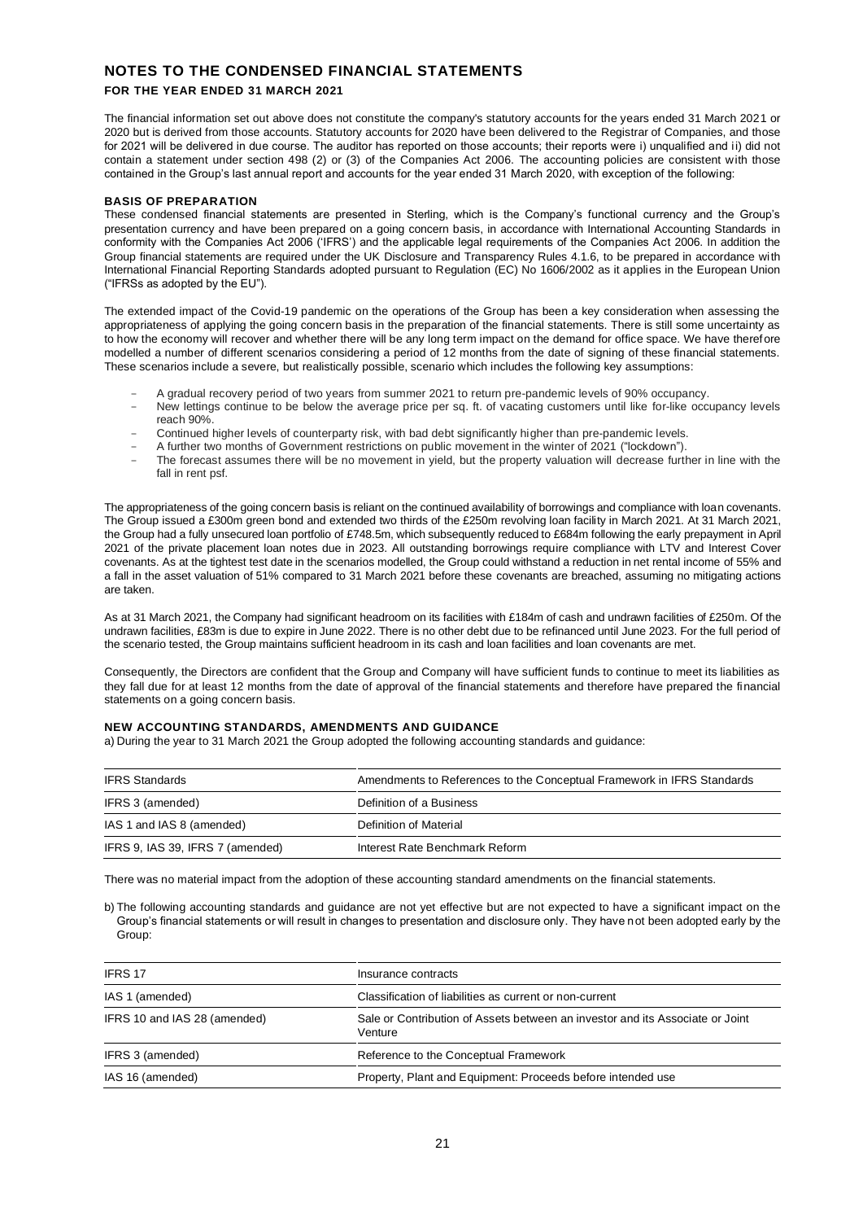# NOTES TO THE CONDENSED FINANCIAL STATEMENTS

## FOR THE YEAR ENDED 31 MARCH 2021

The financial information set out above does not constitute the company's statutory accounts for the years ended 31 March 2021 or 2020 but is derived from those accounts. Statutory accounts for 2020 have been delivered to the Registrar of Companies, and those for 2021 will be delivered in due course. The auditor has reported on those accounts; their reports were i) unqualified and ii) did not contain a statement under section 498 (2) or (3) of the Companies Act 2006. The accounting policies are consistent with those contained in the Group's last annual report and accounts for the year ended 31 March 2020, with exception of the following:

### BASIS OF PREPARATION

These condensed financial statements are presented in Sterling, which is the Company's functional currency and the Group's presentation currency and have been prepared on a going concern basis, in accordance with International Accounting Standards in conformity with the Companies Act 2006 ('IFRS') and the applicable legal requirements of the Companies Act 2006. In addition the Group financial statements are required under the UK Disclosure and Transparency Rules 4.1.6, to be prepared in accordance with International Financial Reporting Standards adopted pursuant to Regulation (EC) No 1606/2002 as it applies in the European Union ("IFRSs as adopted by the EU").

The extended impact of the Covid-19 pandemic on the operations of the Group has been a key consideration when assessing the appropriateness of applying the going concern basis in the preparation of the financial statements. There is still some uncertainty as to how the economy will recover and whether there will be any long term impact on the demand for office space. We have therefore modelled a number of different scenarios considering a period of 12 months from the date of signing of these financial statements. These scenarios include a severe, but realistically possible, scenario which includes the following key assumptions:

- A gradual recovery period of two years from summer 2021 to return pre-pandemic levels of 90% occupancy.
- New lettings continue to be below the average price per sq. ft. of vacating customers until like for-like occupancy levels reach 90%.
- Continued higher levels of counterparty risk, with bad debt significantly higher than pre-pandemic levels.
- A further two months of Government restrictions on public movement in the winter of 2021 ("lockdown").
- The forecast assumes there will be no movement in yield, but the property valuation will decrease further in line with the fall in rent psf.

The appropriateness of the going concern basis is reliant on the continued availability of borrowings and compliance with loan covenants. The Group issued a £300m green bond and extended two thirds of the £250m revolving loan facility in March 2021. At 31 March 2021, the Group had a fully unsecured loan portfolio of £748.5m, which subsequently reduced to £684m following the early prepayment in April 2021 of the private placement loan notes due in 2023. All outstanding borrowings require compliance with LTV and Interest Cover covenants. As at the tightest test date in the scenarios modelled, the Group could withstand a reduction in net rental income of 55% and a fall in the asset valuation of 51% compared to 31 March 2021 before these covenants are breached, assuming no mitigating actions are taken.

As at 31 March 2021, the Company had significant headroom on its facilities with £184m of cash and undrawn facilities of £250m. Of the undrawn facilities, £83m is due to expire in June 2022. There is no other debt due to be refinanced until June 2023. For the full period of the scenario tested, the Group maintains sufficient headroom in its cash and loan facilities and loan covenants are met.

Consequently, the Directors are confident that the Group and Company will have sufficient funds to continue to meet its liabilities as they fall due for at least 12 months from the date of approval of the financial statements and therefore have prepared the financial statements on a going concern basis.

### NEW ACCOUNTING STANDARDS, AMENDMENTS AND GUIDANCE

a) During the year to 31 March 2021 the Group adopted the following accounting standards and guidance:

| IFRS Standards | Amendments to References to the Conceptual Framework in IFRS Standards |
|---|---|
| IFRS 3 (amended) | Definition of a Business |
| IAS 1 and IAS 8 (amended) | Definition of Material |
| IFRS 9, IAS 39, IFRS 7 (amended) | Interest Rate Benchmark Reform |

There was no material impact from the adoption of these accounting standard amendments on the financial statements.

b) The following accounting standards and guidance are not yet effective but are not expected to have a significant impact on the Group's financial statements or will result in changes to presentation and disclosure only. They have not been adopted early by the Group:

| IFRS 17 | Insurance contracts |
|---|---|
| IAS 1 (amended) | Classification of liabilities as current or non-current |
| IFRS 10 and IAS 28 (amended) | Sale or Contribution of Assets between an investor and its Associate or Joint Venture |
| IFRS 3 (amended) | Reference to the Conceptual Framework |
| IAS 16 (amended) | Property, Plant and Equipment: Proceeds before intended use |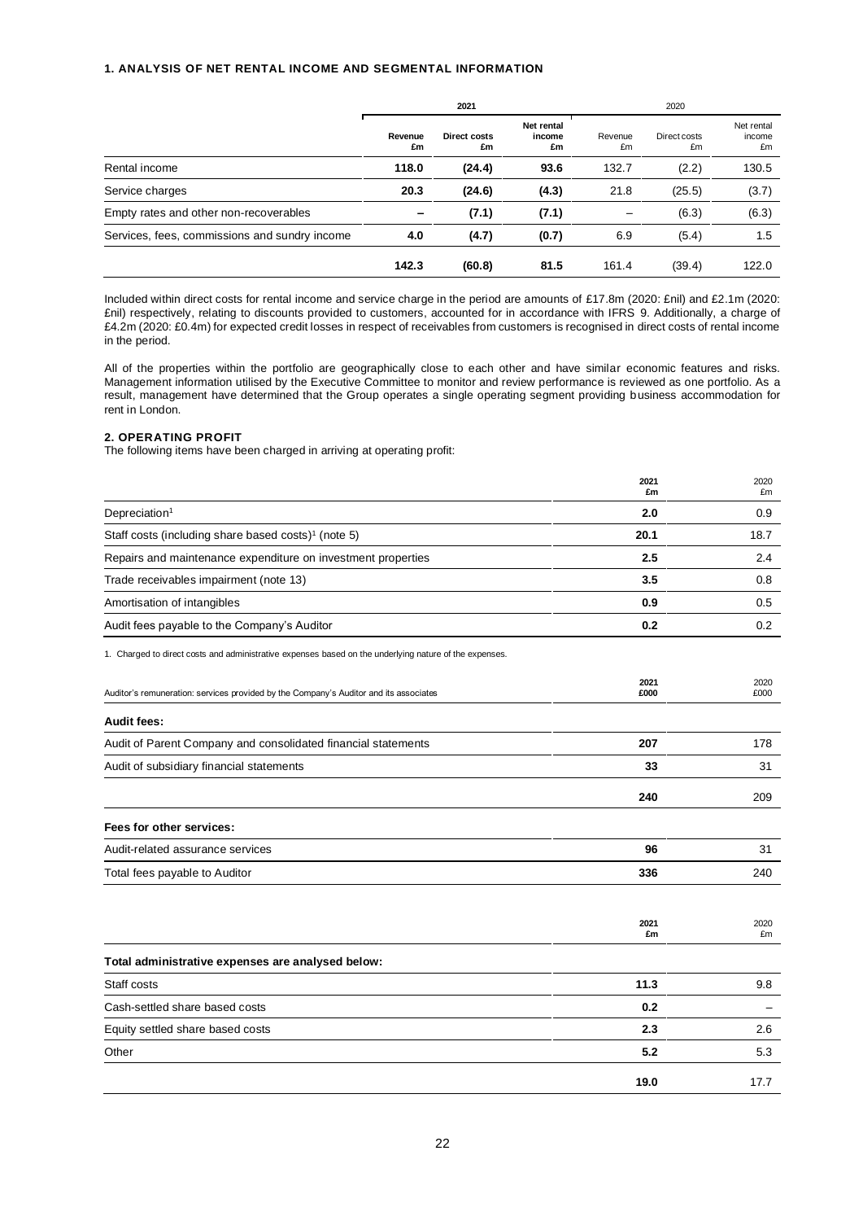### 1. ANALYSIS OF NET RENTAL INCOME AND SEGMENTAL INFORMATION

| | 2021 | | | 2020 | | |
|---|---|---|---|---|---|---|
| | **Revenue £m** | **Direct costs £m** | **Net rental income £m** | Revenue £m | Direct costs £m | Net rental income £m |
| Rental income | **118.0** | **(24.4)** | **93.6** | 132.7 | (2.2) | 130.5 |
| Service charges | **20.3** | **(24.6)** | **(4.3)** | 21.8 | (25.5) | (3.7) |
| Empty rates and other non-recoverables | **–** | **(7.1)** | **(7.1)** | – | (6.3) | (6.3) |
| Services, fees, commissions and sundry income | **4.0** | **(4.7)** | **(0.7)** | 6.9 | (5.4) | 1.5 |
| | **142.3** | **(60.8)** | **81.5** | 161.4 | (39.4) | 122.0 |

Included within direct costs for rental income and service charge in the period are amounts of £17.8m (2020: £nil) and £2.1m (2020: £nil) respectively, relating to discounts provided to customers, accounted for in accordance with IFRS 9. Additionally, a charge of £4.2m (2020: £0.4m) for expected credit losses in respect of receivables from customers is recognised in direct costs of rental income in the period.

All of the properties within the portfolio are geographically close to each other and have similar economic features and risks. Management information utilised by the Executive Committee to monitor and review performance is reviewed as one portfolio. As a result, management have determined that the Group operates a single operating segment providing business accommodation for rent in London.

### 2. OPERATING PROFIT

The following items have been charged in arriving at operating profit:

| | **2021 £m** | 2020 £m |
|---|---|---|
| Depreciation[1] | **2.0** | 0.9 |
| Staff costs (including share based costs)[1] (note 5) | **20.1** | 18.7 |
| Repairs and maintenance expenditure on investment properties | **2.5** | 2.4 |
| Trade receivables impairment (note 13) | **3.5** | 0.8 |
| Amortisation of intangibles | **0.9** | 0.5 |
| Audit fees payable to the Company's Auditor | **0.2** | 0.2 |

1. Charged to direct costs and administrative expenses based on the underlying nature of the expenses.

| Auditor's remuneration: services provided by the Company's Auditor and its associates | **2021 £000** | 2020 £000 |
|---|---|---|
| **Audit fees:** | | |
| Audit of Parent Company and consolidated financial statements | **207** | 178 |
| Audit of subsidiary financial statements | **33** | 31 |
| | **240** | 209 |
| **Fees for other services:** | | |
| Audit-related assurance services | **96** | 31 |
| Total fees payable to Auditor | **336** | 240 |

| | **2021 £m** | 2020 £m |
|---|---|---|
| **Total administrative expenses are analysed below:** | | |
| Staff costs | **11.3** | 9.8 |
| Cash-settled share based costs | **0.2** | – |
| Equity settled share based costs | **2.3** | 2.6 |
| Other | **5.2** | 5.3 |
| | **19.0** | 17.7 |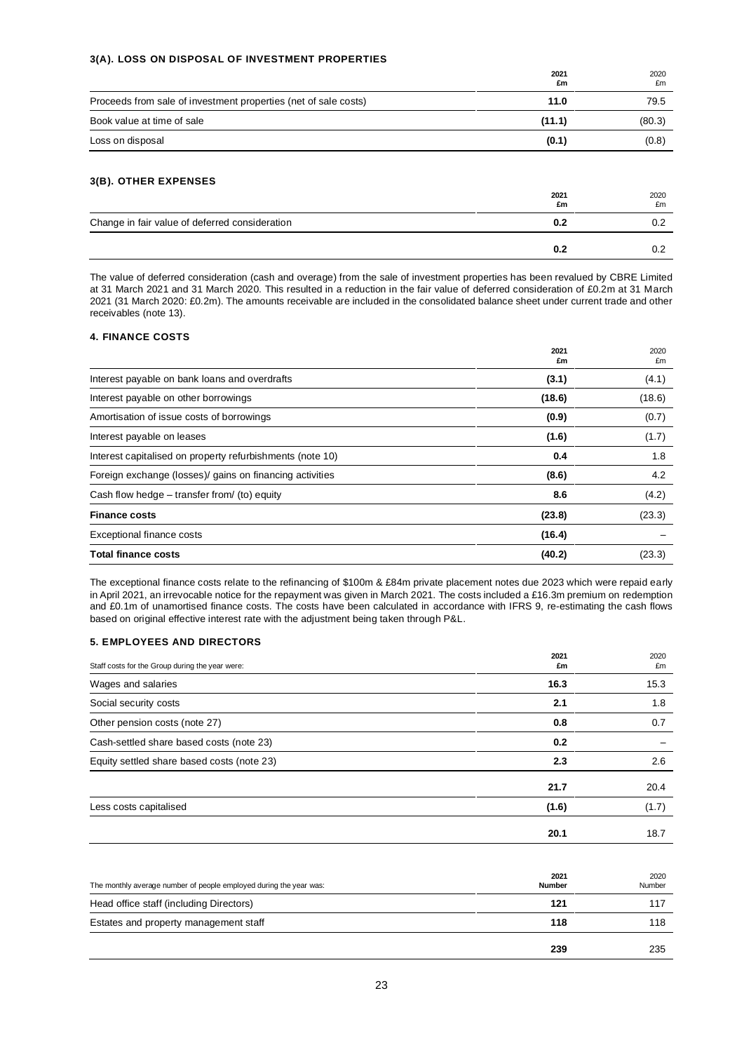### 3(A). LOSS ON DISPOSAL OF INVESTMENT PROPERTIES

| | 2021<br>£m | 2020<br>£m |
|---|---|---|
| Proceeds from sale of investment properties (net of sale costs) | **11.0** | 79.5 |
| Book value at time of sale | **(11.1)** | (80.3) |
| Loss on disposal | **(0.1)** | (0.8) |

### 3(B). OTHER EXPENSES

| | 2021<br>£m | 2020<br>£m |
|---|---|---|
| Change in fair value of deferred consideration | **0.2** | 0.2 |
| | **0.2** | 0.2 |

The value of deferred consideration (cash and overage) from the sale of investment properties has been revalued by CBRE Limited at 31 March 2021 and 31 March 2020. This resulted in a reduction in the fair value of deferred consideration of £0.2m at 31 March 2021 (31 March 2020: £0.2m). The amounts receivable are included in the consolidated balance sheet under current trade and other receivables (note 13).

### 4. FINANCE COSTS

| | 2021<br>£m | 2020<br>£m |
|---|---|---|
| Interest payable on bank loans and overdrafts | **(3.1)** | (4.1) |
| Interest payable on other borrowings | **(18.6)** | (18.6) |
| Amortisation of issue costs of borrowings | **(0.9)** | (0.7) |
| Interest payable on leases | **(1.6)** | (1.7) |
| Interest capitalised on property refurbishments (note 10) | **0.4** | 1.8 |
| Foreign exchange (losses)/ gains on financing activities | **(8.6)** | 4.2 |
| Cash flow hedge – transfer from/ (to) equity | **8.6** | (4.2) |
| **Finance costs** | **(23.8)** | (23.3) |
| Exceptional finance costs | **(16.4)** | – |
| **Total finance costs** | **(40.2)** | (23.3) |

The exceptional finance costs relate to the refinancing of \$100m & £84m private placement notes due 2023 which were repaid early in April 2021, an irrevocable notice for the repayment was given in March 2021. The costs included a £16.3m premium on redemption and £0.1m of unamortised finance costs. The costs have been calculated in accordance with IFRS 9, re-estimating the cash flows based on original effective interest rate with the adjustment being taken through P&L.

### 5. EMPLOYEES AND DIRECTORS

| Staff costs for the Group during the year were: | 2021<br>£m | 2020<br>£m |
|---|---|---|
| Wages and salaries | **16.3** | 15.3 |
| Social security costs | **2.1** | 1.8 |
| Other pension costs (note 27) | **0.8** | 0.7 |
| Cash-settled share based costs (note 23) | **0.2** | – |
| Equity settled share based costs (note 23) | **2.3** | 2.6 |
| | **21.7** | 20.4 |
| Less costs capitalised | **(1.6)** | (1.7) |
| | **20.1** | 18.7 |

| The monthly average number of people employed during the year was: | 2021<br>Number | 2020<br>Number |
|---|---|---|
| Head office staff (including Directors) | **121** | 117 |
| Estates and property management staff | **118** | 118 |
| | **239** | 235 |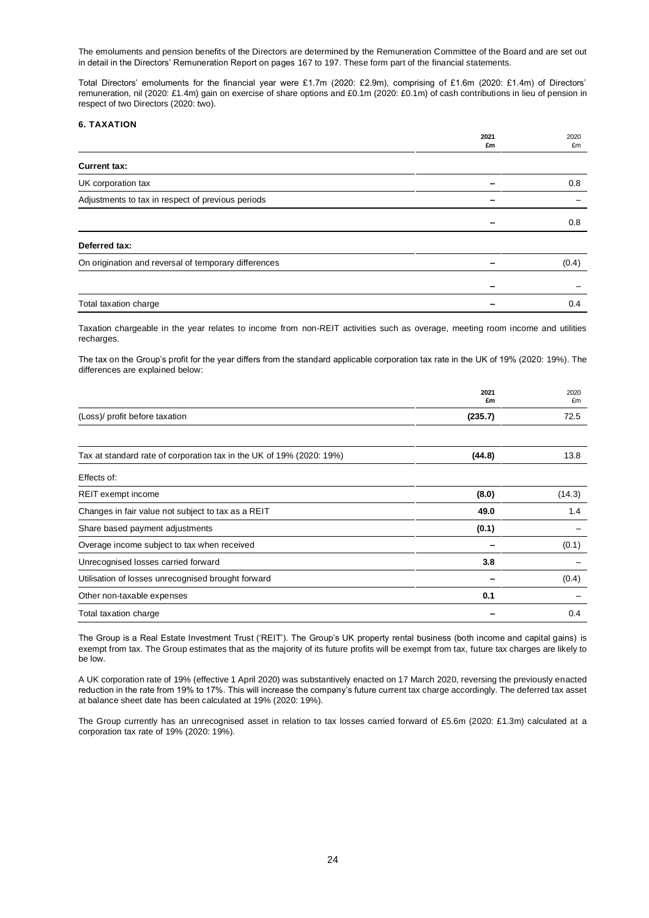The emoluments and pension benefits of the Directors are determined by the Remuneration Committee of the Board and are set out in detail in the Directors' Remuneration Report on pages 167 to 197. These form part of the financial statements.

Total Directors' emoluments for the financial year were £1.7m (2020: £2.9m), comprising of £1.6m (2020: £1.4m) of Directors' remuneration, nil (2020: £1.4m) gain on exercise of share options and £0.1m (2020: £0.1m) of cash contributions in lieu of pension in respect of two Directors (2020: two).

### 6. TAXATION

| | **2021 £m** | 2020 £m |
|---|---|---|
| **Current tax:** | | |
| UK corporation tax | **–** | 0.8 |
| Adjustments to tax in respect of previous periods | **–** | – |
| | **–** | 0.8 |
| **Deferred tax:** | | |
| On origination and reversal of temporary differences | **–** | (0.4) |
| | **–** | – |
| Total taxation charge | **–** | 0.4 |

Taxation chargeable in the year relates to income from non-REIT activities such as overage, meeting room income and utilities recharges.

The tax on the Group's profit for the year differs from the standard applicable corporation tax rate in the UK of 19% (2020: 19%). The differences are explained below:

| | **2021 £m** | 2020 £m |
|---|---|---|
| (Loss)/ profit before taxation | **(235.7)** | 72.5 |
| Tax at standard rate of corporation tax in the UK of 19% (2020: 19%) | **(44.8)** | 13.8 |
| Effects of: | | |
| REIT exempt income | **(8.0)** | (14.3) |
| Changes in fair value not subject to tax as a REIT | **49.0** | 1.4 |
| Share based payment adjustments | **(0.1)** | – |
| Overage income subject to tax when received | **–** | (0.1) |
| Unrecognised losses carried forward | **3.8** | – |
| Utilisation of losses unrecognised brought forward | **–** | (0.4) |
| Other non-taxable expenses | **0.1** | – |
| Total taxation charge | **–** | 0.4 |

The Group is a Real Estate Investment Trust ('REIT'). The Group's UK property rental business (both income and capital gains) is exempt from tax. The Group estimates that as the majority of its future profits will be exempt from tax, future tax charges are likely to be low.

A UK corporation rate of 19% (effective 1 April 2020) was substantively enacted on 17 March 2020, reversing the previously enacted reduction in the rate from 19% to 17%. This will increase the company's future current tax charge accordingly. The deferred tax asset at balance sheet date has been calculated at 19% (2020: 19%).

The Group currently has an unrecognised asset in relation to tax losses carried forward of £5.6m (2020: £1.3m) calculated at a corporation tax rate of 19% (2020: 19%).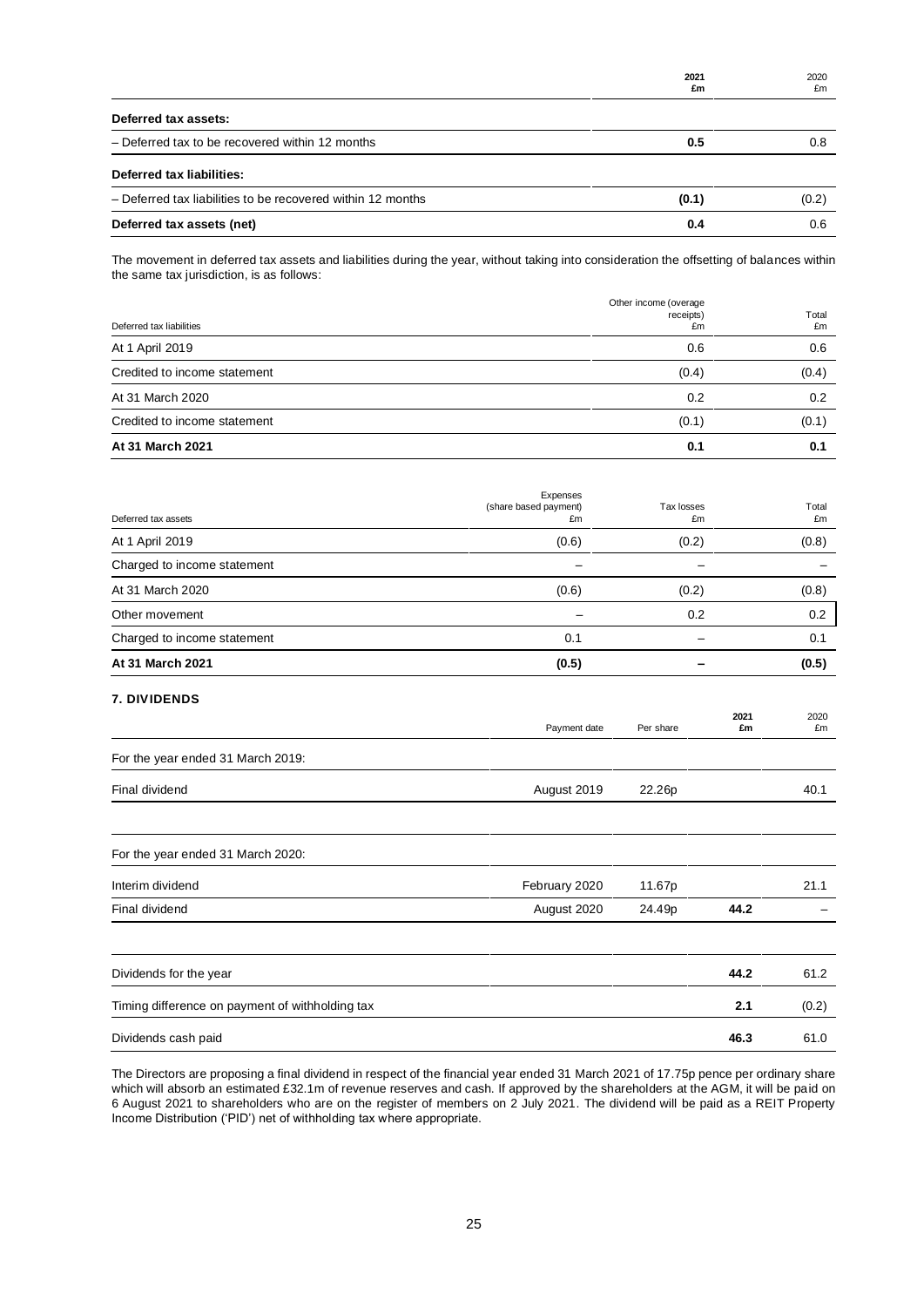| | 2021 £m | 2020 £m |
|---|---|---|
| **Deferred tax assets:** | | |
| – Deferred tax to be recovered within 12 months | **0.5** | 0.8 |
| **Deferred tax liabilities:** | | |
| – Deferred tax liabilities to be recovered within 12 months | **(0.1)** | (0.2) |
| **Deferred tax assets (net)** | **0.4** | 0.6 |

The movement in deferred tax assets and liabilities during the year, without taking into consideration the offsetting of balances within the same tax jurisdiction, is as follows:

| Deferred tax liabilities | Other income (overage receipts) £m | Total £m |
|---|---|---|
| At 1 April 2019 | 0.6 | 0.6 |
| Credited to income statement | (0.4) | (0.4) |
| At 31 March 2020 | 0.2 | 0.2 |
| Credited to income statement | (0.1) | (0.1) |
| **At 31 March 2021** | **0.1** | **0.1** |

| Deferred tax assets | Expenses (share based payment) £m | Tax losses £m | Total £m |
|---|---|---|---|
| At 1 April 2019 | (0.6) | (0.2) | (0.8) |
| Charged to income statement | – | – | – |
| At 31 March 2020 | (0.6) | (0.2) | (0.8) |
| Other movement | – | 0.2 | 0.2 |
| Charged to income statement | 0.1 | – | 0.1 |
| **At 31 March 2021** | **(0.5)** | **–** | **(0.5)** |

## 7. DIVIDENDS

| | Payment date | Per share | 2021 £m | 2020 £m |
|---|---|---|---|---|
| For the year ended 31 March 2019: | | | | |
| Final dividend | August 2019 | 22.26p | | 40.1 |
| | | | | |
| For the year ended 31 March 2020: | | | | |
| Interim dividend | February 2020 | 11.67p | | 21.1 |
| Final dividend | August 2020 | 24.49p | **44.2** | – |
| | | | | |
| Dividends for the year | | | **44.2** | 61.2 |
| Timing difference on payment of withholding tax | | | **2.1** | (0.2) |
| Dividends cash paid | | | **46.3** | 61.0 |

The Directors are proposing a final dividend in respect of the financial year ended 31 March 2021 of 17.75p pence per ordinary share which will absorb an estimated £32.1m of revenue reserves and cash. If approved by the shareholders at the AGM, it will be paid on 6 August 2021 to shareholders who are on the register of members on 2 July 2021. The dividend will be paid as a REIT Property Income Distribution ('PID') net of withholding tax where appropriate.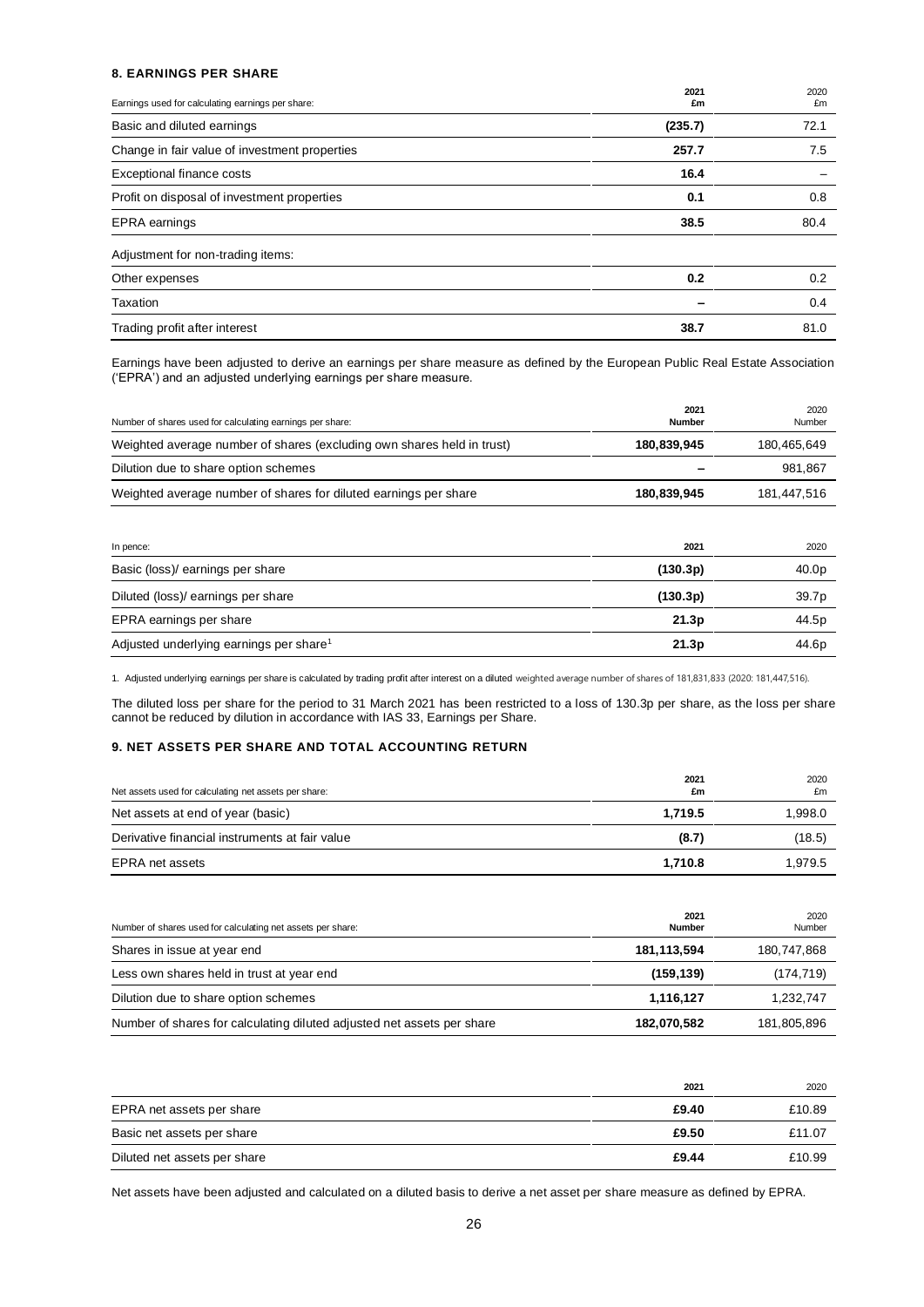## 8. EARNINGS PER SHARE

| Earnings used for calculating earnings per share: | 2021 £m | 2020 £m |
|---|---|---|
| Basic and diluted earnings | **(235.7)** | 72.1 |
| Change in fair value of investment properties | **257.7** | 7.5 |
| Exceptional finance costs | **16.4** | – |
| Profit on disposal of investment properties | **0.1** | 0.8 |
| EPRA earnings | **38.5** | 80.4 |
| Adjustment for non-trading items: | | |
| Other expenses | **0.2** | 0.2 |
| Taxation | **–** | 0.4 |
| Trading profit after interest | **38.7** | 81.0 |

Earnings have been adjusted to derive an earnings per share measure as defined by the European Public Real Estate Association ('EPRA') and an adjusted underlying earnings per share measure.

| Number of shares used for calculating earnings per share: | 2021 Number | 2020 Number |
|---|---|---|
| Weighted average number of shares (excluding own shares held in trust) | **180,839,945** | 180,465,649 |
| Dilution due to share option schemes | **–** | 981,867 |
| Weighted average number of shares for diluted earnings per share | **180,839,945** | 181,447,516 |

| In pence: | 2021 | 2020 |
|---|---|---|
| Basic (loss)/ earnings per share | **(130.3p)** | 40.0p |
| Diluted (loss)/ earnings per share | **(130.3p)** | 39.7p |
| EPRA earnings per share | **21.3p** | 44.5p |
| Adjusted underlying earnings per share[1] | **21.3p** | 44.6p |

1. Adjusted underlying earnings per share is calculated by trading profit after interest on a diluted weighted average number of shares of 181,831,833 (2020: 181,447,516).

The diluted loss per share for the period to 31 March 2021 has been restricted to a loss of 130.3p per share, as the loss per share cannot be reduced by dilution in accordance with IAS 33, Earnings per Share.

## 9. NET ASSETS PER SHARE AND TOTAL ACCOUNTING RETURN

| Net assets used for calculating net assets per share: | 2021 £m | 2020 £m |
|---|---|---|
| Net assets at end of year (basic) | **1,719.5** | 1,998.0 |
| Derivative financial instruments at fair value | **(8.7)** | (18.5) |
| EPRA net assets | **1,710.8** | 1,979.5 |

| Number of shares used for calculating net assets per share: | 2021 Number | 2020 Number |
|---|---|---|
| Shares in issue at year end | **181,113,594** | 180,747,868 |
| Less own shares held in trust at year end | **(159,139)** | (174,719) |
| Dilution due to share option schemes | **1,116,127** | 1,232,747 |
| Number of shares for calculating diluted adjusted net assets per share | **182,070,582** | 181,805,896 |

| | 2021 | 2020 |
|---|---|---|
| EPRA net assets per share | **£9.40** | £10.89 |
| Basic net assets per share | **£9.50** | £11.07 |
| Diluted net assets per share | **£9.44** | £10.99 |

Net assets have been adjusted and calculated on a diluted basis to derive a net asset per share measure as defined by EPRA.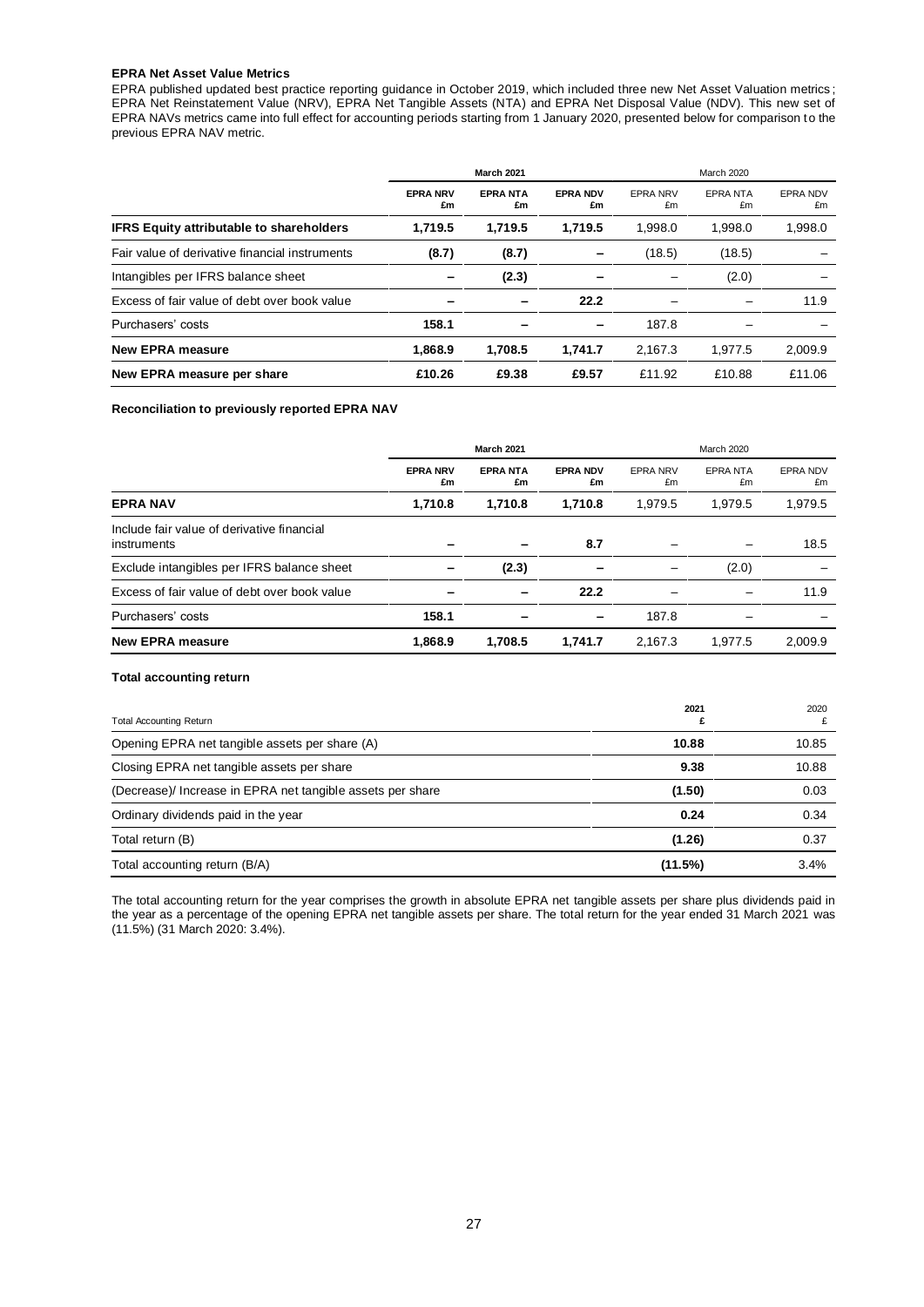**EPRA Net Asset Value Metrics**

EPRA published updated best practice reporting guidance in October 2019, which included three new Net Asset Valuation metrics; EPRA Net Reinstatement Value (NRV), EPRA Net Tangible Assets (NTA) and EPRA Net Disposal Value (NDV). This new set of EPRA NAVs metrics came into full effect for accounting periods starting from 1 January 2020, presented below for comparison to the previous EPRA NAV metric.

| | **March 2021** | | | March 2020 | | |
|---|---|---|---|---|---|---|
| | **EPRA NRV £m** | **EPRA NTA £m** | **EPRA NDV £m** | EPRA NRV £m | EPRA NTA £m | EPRA NDV £m |
| **IFRS Equity attributable to shareholders** | **1,719.5** | **1,719.5** | **1,719.5** | 1,998.0 | 1,998.0 | 1,998.0 |
| Fair value of derivative financial instruments | **(8.7)** | **(8.7)** | **–** | (18.5) | (18.5) | – |
| Intangibles per IFRS balance sheet | **–** | **(2.3)** | **–** | – | (2.0) | – |
| Excess of fair value of debt over book value | **–** | **–** | **22.2** | – | – | 11.9 |
| Purchasers' costs | **158.1** | **–** | **–** | 187.8 | – | – |
| **New EPRA measure** | **1,868.9** | **1,708.5** | **1,741.7** | 2,167.3 | 1,977.5 | 2,009.9 |
| **New EPRA measure per share** | **£10.26** | **£9.38** | **£9.57** | £11.92 | £10.88 | £11.06 |

**Reconciliation to previously reported EPRA NAV**

| | **March 2021** | | | March 2020 | | |
|---|---|---|---|---|---|---|
| | **EPRA NRV £m** | **EPRA NTA £m** | **EPRA NDV £m** | EPRA NRV £m | EPRA NTA £m | EPRA NDV £m |
| **EPRA NAV** | **1,710.8** | **1,710.8** | **1,710.8** | 1,979.5 | 1,979.5 | 1,979.5 |
| Include fair value of derivative financial instruments | **–** | **–** | **8.7** | – | – | 18.5 |
| Exclude intangibles per IFRS balance sheet | **–** | **(2.3)** | **–** | – | (2.0) | – |
| Excess of fair value of debt over book value | **–** | **–** | **22.2** | – | – | 11.9 |
| Purchasers' costs | **158.1** | **–** | **–** | 187.8 | – | – |
| **New EPRA measure** | **1,868.9** | **1,708.5** | **1,741.7** | 2,167.3 | 1,977.5 | 2,009.9 |

**Total accounting return**

| Total Accounting Return | **2021 £** | 2020 £ |
|---|---|---|
| Opening EPRA net tangible assets per share (A) | **10.88** | 10.85 |
| Closing EPRA net tangible assets per share | **9.38** | 10.88 |
| (Decrease)/ Increase in EPRA net tangible assets per share | **(1.50)** | 0.03 |
| Ordinary dividends paid in the year | **0.24** | 0.34 |
| Total return (B) | **(1.26)** | 0.37 |
| Total accounting return (B/A) | **(11.5%)** | 3.4% |

The total accounting return for the year comprises the growth in absolute EPRA net tangible assets per share plus dividends paid in the year as a percentage of the opening EPRA net tangible assets per share. The total return for the year ended 31 March 2021 was (11.5%) (31 March 2020: 3.4%).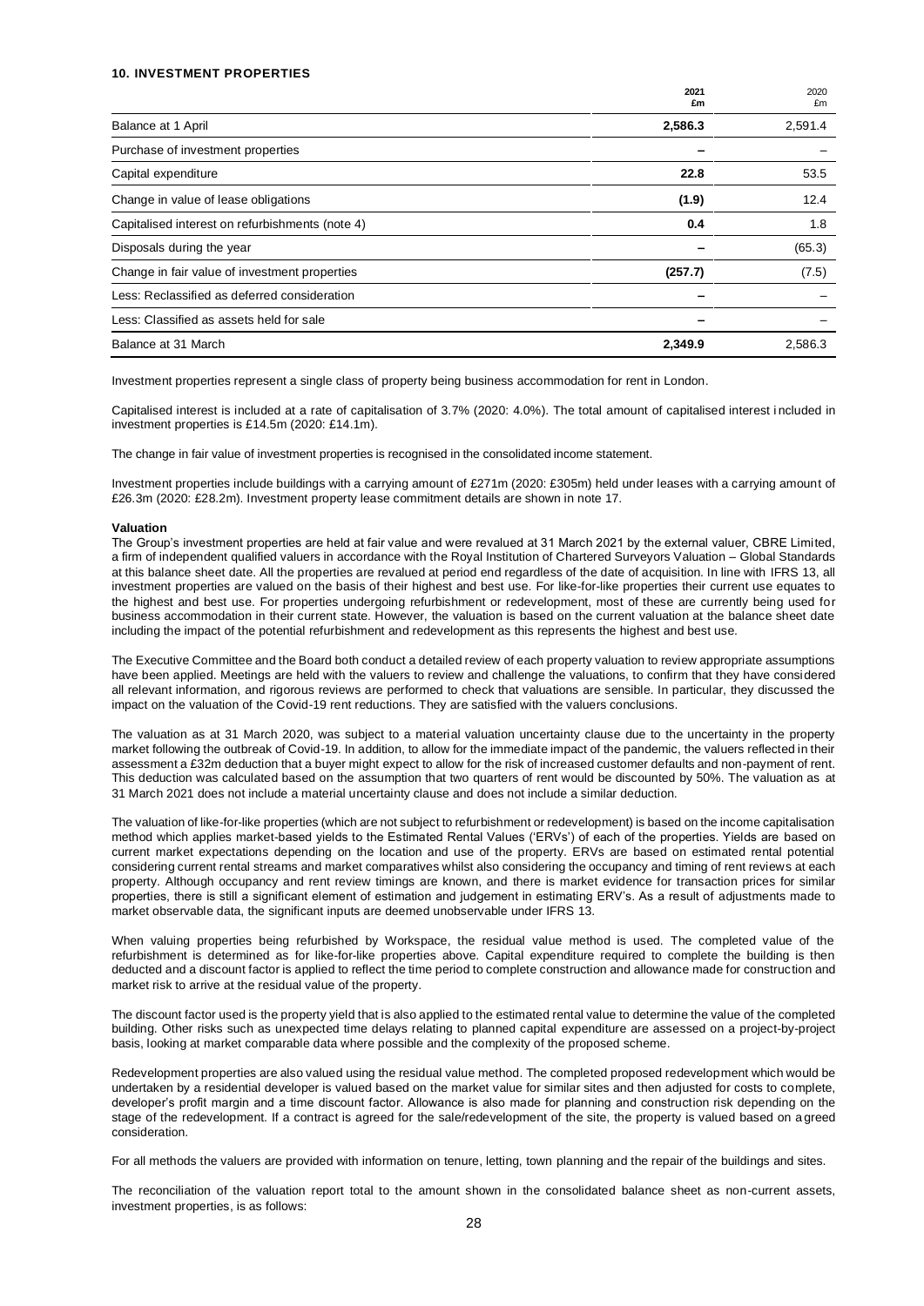### 10. INVESTMENT PROPERTIES

| | 2021 £m | 2020 £m |
|---|---|---|
| Balance at 1 April | **2,586.3** | 2,591.4 |
| Purchase of investment properties | **–** | – |
| Capital expenditure | **22.8** | 53.5 |
| Change in value of lease obligations | **(1.9)** | 12.4 |
| Capitalised interest on refurbishments (note 4) | **0.4** | 1.8 |
| Disposals during the year | **–** | (65.3) |
| Change in fair value of investment properties | **(257.7)** | (7.5) |
| Less: Reclassified as deferred consideration | **–** | – |
| Less: Classified as assets held for sale | **–** | – |
| Balance at 31 March | **2,349.9** | 2,586.3 |

Investment properties represent a single class of property being business accommodation for rent in London.

Capitalised interest is included at a rate of capitalisation of 3.7% (2020: 4.0%). The total amount of capitalised interest included in investment properties is £14.5m (2020: £14.1m).

The change in fair value of investment properties is recognised in the consolidated income statement.

Investment properties include buildings with a carrying amount of £271m (2020: £305m) held under leases with a carrying amount of £26.3m (2020: £28.2m). Investment property lease commitment details are shown in note 17.

**Valuation**

The Group's investment properties are held at fair value and were revalued at 31 March 2021 by the external valuer, CBRE Limited, a firm of independent qualified valuers in accordance with the Royal Institution of Chartered Surveyors Valuation – Global Standards at this balance sheet date. All the properties are revalued at period end regardless of the date of acquisition. In line with IFRS 13, all investment properties are valued on the basis of their highest and best use. For like-for-like properties their current use equates to the highest and best use. For properties undergoing refurbishment or redevelopment, most of these are currently being used for business accommodation in their current state. However, the valuation is based on the current valuation at the balance sheet date including the impact of the potential refurbishment and redevelopment as this represents the highest and best use.

The Executive Committee and the Board both conduct a detailed review of each property valuation to review appropriate assumptions have been applied. Meetings are held with the valuers to review and challenge the valuations, to confirm that they have considered all relevant information, and rigorous reviews are performed to check that valuations are sensible. In particular, they discussed the impact on the valuation of the Covid-19 rent reductions. They are satisfied with the valuers conclusions.

The valuation as at 31 March 2020, was subject to a material valuation uncertainty clause due to the uncertainty in the property market following the outbreak of Covid-19. In addition, to allow for the immediate impact of the pandemic, the valuers reflected in their assessment a £32m deduction that a buyer might expect to allow for the risk of increased customer defaults and non-payment of rent. This deduction was calculated based on the assumption that two quarters of rent would be discounted by 50%. The valuation as at 31 March 2021 does not include a material uncertainty clause and does not include a similar deduction.

The valuation of like-for-like properties (which are not subject to refurbishment or redevelopment) is based on the income capitalisation method which applies market-based yields to the Estimated Rental Values ('ERVs') of each of the properties. Yields are based on current market expectations depending on the location and use of the property. ERVs are based on estimated rental potential considering current rental streams and market comparatives whilst also considering the occupancy and timing of rent reviews at each property. Although occupancy and rent review timings are known, and there is market evidence for transaction prices for similar properties, there is still a significant element of estimation and judgement in estimating ERV's. As a result of adjustments made to market observable data, the significant inputs are deemed unobservable under IFRS 13.

When valuing properties being refurbished by Workspace, the residual value method is used. The completed value of the refurbishment is determined as for like-for-like properties above. Capital expenditure required to complete the building is then deducted and a discount factor is applied to reflect the time period to complete construction and allowance made for construction and market risk to arrive at the residual value of the property.

The discount factor used is the property yield that is also applied to the estimated rental value to determine the value of the completed building. Other risks such as unexpected time delays relating to planned capital expenditure are assessed on a project-by-project basis, looking at market comparable data where possible and the complexity of the proposed scheme.

Redevelopment properties are also valued using the residual value method. The completed proposed redevelopment which would be undertaken by a residential developer is valued based on the market value for similar sites and then adjusted for costs to complete, developer's profit margin and a time discount factor. Allowance is also made for planning and construction risk depending on the stage of the redevelopment. If a contract is agreed for the sale/redevelopment of the site, the property is valued based on agreed consideration.

For all methods the valuers are provided with information on tenure, letting, town planning and the repair of the buildings and sites.

The reconciliation of the valuation report total to the amount shown in the consolidated balance sheet as non-current assets, investment properties, is as follows: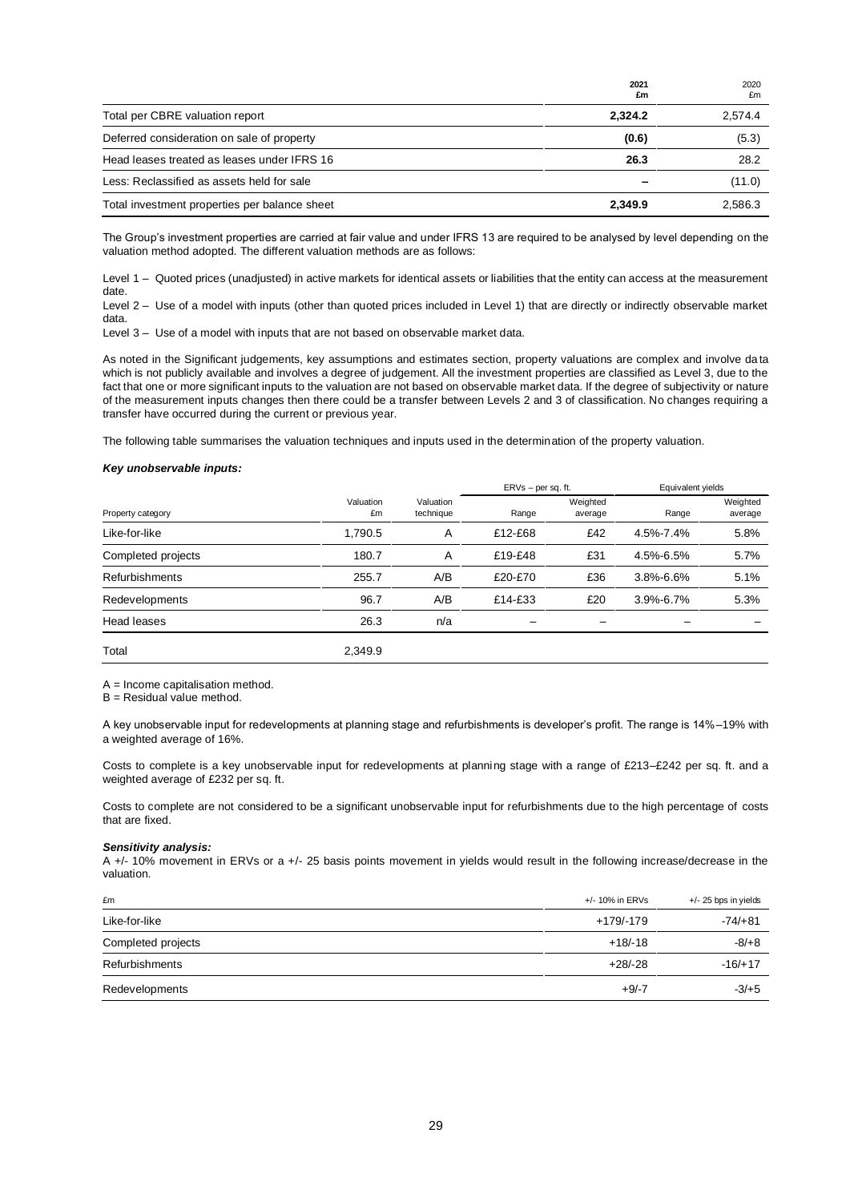| | 2021<br>£m | 2020<br>£m |
|---|---|---|
| Total per CBRE valuation report | **2,324.2** | 2,574.4 |
| Deferred consideration on sale of property | **(0.6)** | (5.3) |
| Head leases treated as leases under IFRS 16 | **26.3** | 28.2 |
| Less: Reclassified as assets held for sale | **–** | (11.0) |
| Total investment properties per balance sheet | **2,349.9** | 2,586.3 |

The Group's investment properties are carried at fair value and under IFRS 13 are required to be analysed by level depending on the valuation method adopted. The different valuation methods are as follows:

Level 1 – Quoted prices (unadjusted) in active markets for identical assets or liabilities that the entity can access at the measurement date.

Level 2 – Use of a model with inputs (other than quoted prices included in Level 1) that are directly or indirectly observable market data.

Level 3 – Use of a model with inputs that are not based on observable market data.

As noted in the Significant judgements, key assumptions and estimates section, property valuations are complex and involve data which is not publicly available and involves a degree of judgement. All the investment properties are classified as Level 3, due to the fact that one or more significant inputs to the valuation are not based on observable market data. If the degree of subjectivity or nature of the measurement inputs changes then there could be a transfer between Levels 2 and 3 of classification. No changes requiring a transfer have occurred during the current or previous year.

The following table summarises the valuation techniques and inputs used in the determination of the property valuation.

***Key unobservable inputs:***

| | | | ERVs – per sq. ft. | | Equivalent yields | |
|---|---|---|---|---|---|---|
| Property category | Valuation £m | Valuation technique | Range | Weighted average | Range | Weighted average |
| Like-for-like | 1,790.5 | A | £12-£68 | £42 | 4.5%-7.4% | 5.8% |
| Completed projects | 180.7 | A | £19-£48 | £31 | 4.5%-6.5% | 5.7% |
| Refurbishments | 255.7 | A/B | £20-£70 | £36 | 3.8%-6.6% | 5.1% |
| Redevelopments | 96.7 | A/B | £14-£33 | £20 | 3.9%-6.7% | 5.3% |
| Head leases | 26.3 | n/a | – | – | – | – |
| Total | 2,349.9 | | | | | |

A = Income capitalisation method.

B = Residual value method.

A key unobservable input for redevelopments at planning stage and refurbishments is developer's profit. The range is 14%–19% with a weighted average of 16%.

Costs to complete is a key unobservable input for redevelopments at planning stage with a range of £213–£242 per sq. ft. and a weighted average of £232 per sq. ft.

Costs to complete are not considered to be a significant unobservable input for refurbishments due to the high percentage of costs that are fixed.

***Sensitivity analysis:***

A +/- 10% movement in ERVs or a +/- 25 basis points movement in yields would result in the following increase/decrease in the valuation.

| £m | +/- 10% in ERVs | +/- 25 bps in yields |
|---|---|---|
| Like-for-like | +179/-179 | -74/+81 |
| Completed projects | +18/-18 | -8/+8 |
| Refurbishments | +28/-28 | -16/+17 |
| Redevelopments | +9/-7 | -3/+5 |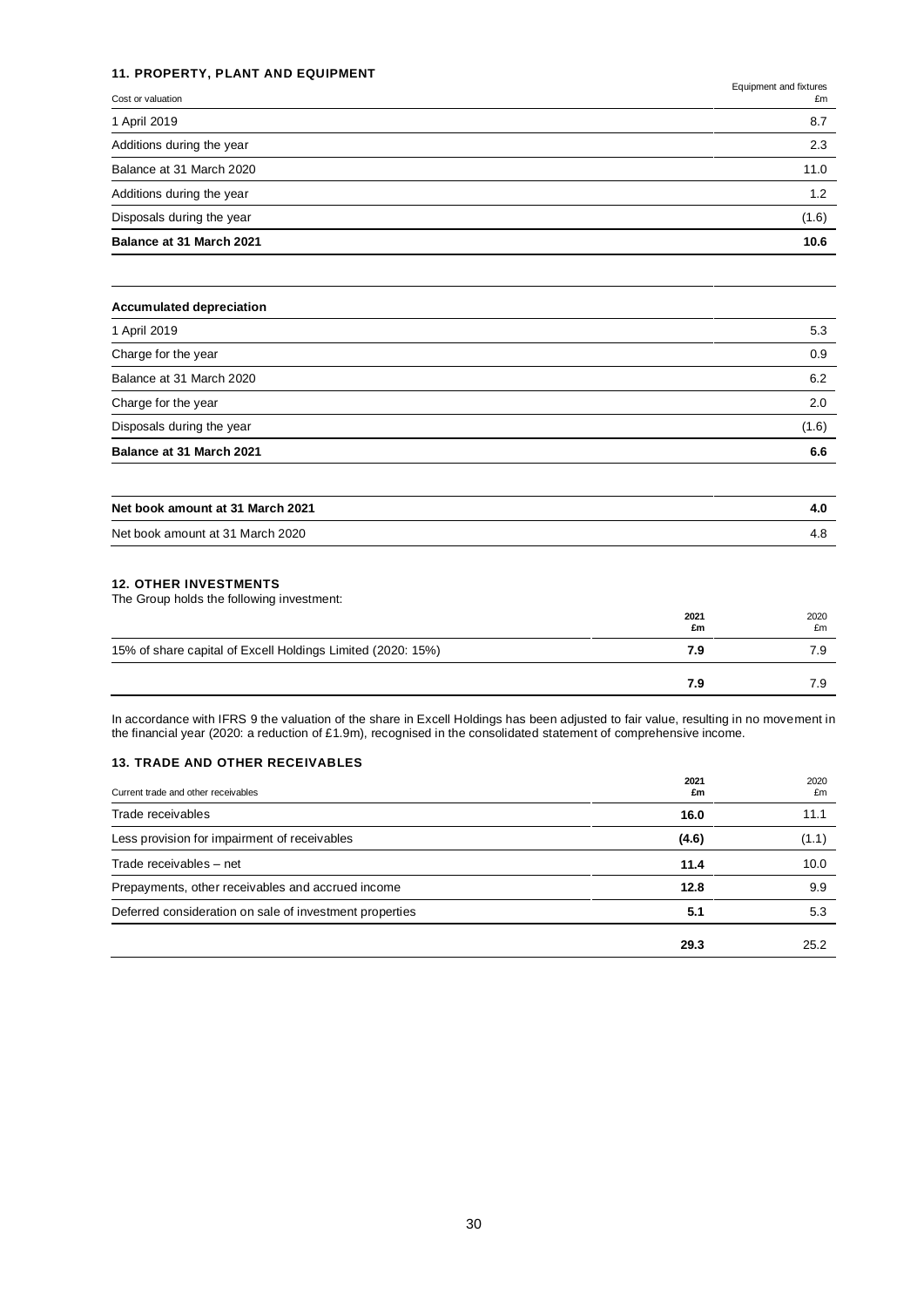### 11. PROPERTY, PLANT AND EQUIPMENT

| Cost or valuation | Equipment and fixtures £m |
|---|---|
| 1 April 2019 | 8.7 |
| Additions during the year | 2.3 |
| Balance at 31 March 2020 | 11.0 |
| Additions during the year | 1.2 |
| Disposals during the year | (1.6) |
| **Balance at 31 March 2021** | **10.6** |

| **Accumulated depreciation** | |
|---|---|
| 1 April 2019 | 5.3 |
| Charge for the year | 0.9 |
| Balance at 31 March 2020 | 6.2 |
| Charge for the year | 2.0 |
| Disposals during the year | (1.6) |
| **Balance at 31 March 2021** | **6.6** |

| | |
|---|---|
| **Net book amount at 31 March 2021** | **4.0** |
| Net book amount at 31 March 2020 | 4.8 |

### 12. OTHER INVESTMENTS

The Group holds the following investment:

| | **2021 £m** | 2020 £m |
|---|---|---|
| 15% of share capital of Excell Holdings Limited (2020: 15%) | **7.9** | 7.9 |
| | **7.9** | 7.9 |

In accordance with IFRS 9 the valuation of the share in Excell Holdings has been adjusted to fair value, resulting in no movement in the financial year (2020: a reduction of £1.9m), recognised in the consolidated statement of comprehensive income.

### 13. TRADE AND OTHER RECEIVABLES

| Current trade and other receivables | **2021 £m** | 2020 £m |
|---|---|---|
| Trade receivables | **16.0** | 11.1 |
| Less provision for impairment of receivables | **(4.6)** | (1.1) |
| Trade receivables – net | **11.4** | 10.0 |
| Prepayments, other receivables and accrued income | **12.8** | 9.9 |
| Deferred consideration on sale of investment properties | **5.1** | 5.3 |
| | **29.3** | 25.2 |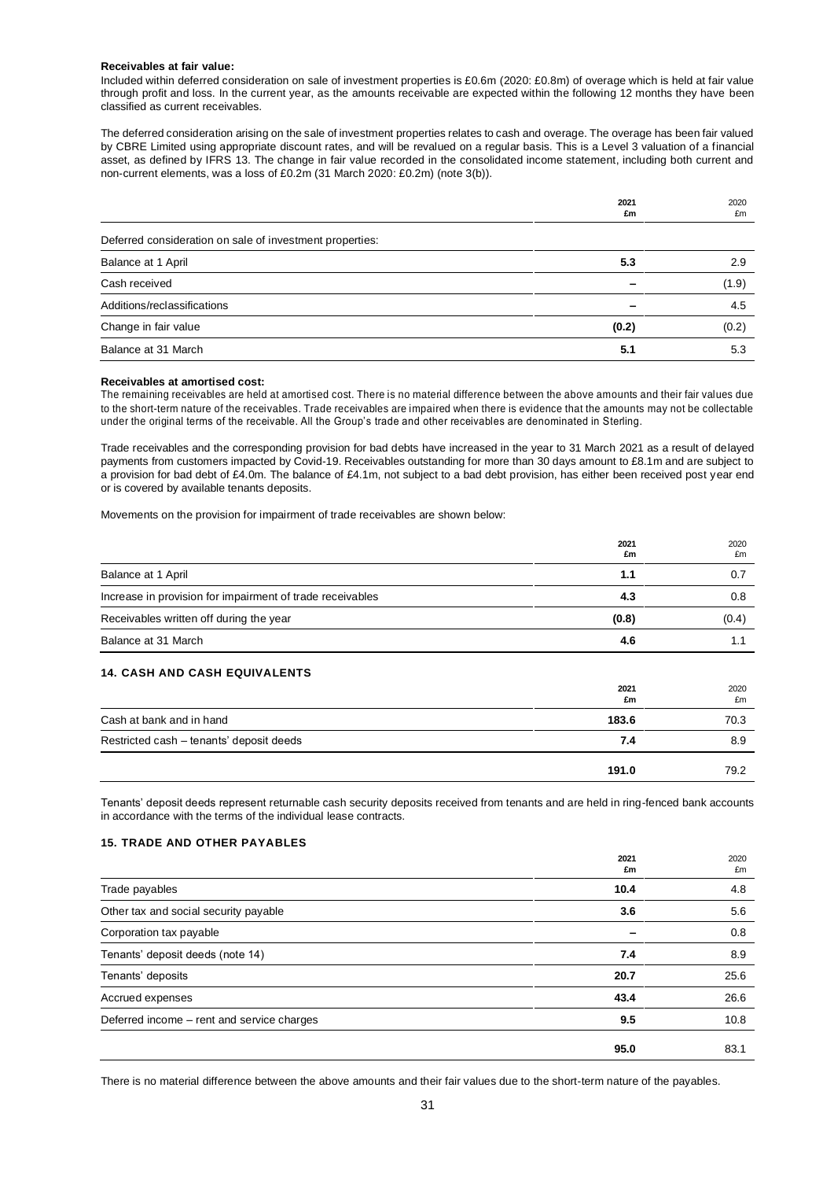**Receivables at fair value:**

Included within deferred consideration on sale of investment properties is £0.6m (2020: £0.8m) of overage which is held at fair value through profit and loss. In the current year, as the amounts receivable are expected within the following 12 months they have been classified as current receivables.

The deferred consideration arising on the sale of investment properties relates to cash and overage. The overage has been fair valued by CBRE Limited using appropriate discount rates, and will be revalued on a regular basis. This is a Level 3 valuation of a financial asset, as defined by IFRS 13. The change in fair value recorded in the consolidated income statement, including both current and non-current elements, was a loss of £0.2m (31 March 2020: £0.2m) (note 3(b)).

| | **2021 £m** | 2020 £m |
|---|---|---|
| Deferred consideration on sale of investment properties: | | |
| Balance at 1 April | **5.3** | 2.9 |
| Cash received | **–** | (1.9) |
| Additions/reclassifications | **–** | 4.5 |
| Change in fair value | **(0.2)** | (0.2) |
| Balance at 31 March | **5.1** | 5.3 |

**Receivables at amortised cost:**

The remaining receivables are held at amortised cost. There is no material difference between the above amounts and their fair values due to the short-term nature of the receivables. Trade receivables are impaired when there is evidence that the amounts may not be collectable under the original terms of the receivable. All the Group's trade and other receivables are denominated in Sterling.

Trade receivables and the corresponding provision for bad debts have increased in the year to 31 March 2021 as a result of delayed payments from customers impacted by Covid-19. Receivables outstanding for more than 30 days amount to £8.1m and are subject to a provision for bad debt of £4.0m. The balance of £4.1m, not subject to a bad debt provision, has either been received post year end or is covered by available tenants deposits.

Movements on the provision for impairment of trade receivables are shown below:

| | **2021 £m** | 2020 £m |
|---|---|---|
| Balance at 1 April | **1.1** | 0.7 |
| Increase in provision for impairment of trade receivables | **4.3** | 0.8 |
| Receivables written off during the year | **(0.8)** | (0.4) |
| Balance at 31 March | **4.6** | 1.1 |

## 14. CASH AND CASH EQUIVALENTS

| | **2021 £m** | 2020 £m |
|---|---|---|
| Cash at bank and in hand | **183.6** | 70.3 |
| Restricted cash – tenants' deposit deeds | **7.4** | 8.9 |
| | **191.0** | 79.2 |

Tenants' deposit deeds represent returnable cash security deposits received from tenants and are held in ring-fenced bank accounts in accordance with the terms of the individual lease contracts.

## 15. TRADE AND OTHER PAYABLES

| | **2021 £m** | 2020 £m |
|---|---|---|
| Trade payables | **10.4** | 4.8 |
| Other tax and social security payable | **3.6** | 5.6 |
| Corporation tax payable | **–** | 0.8 |
| Tenants' deposit deeds (note 14) | **7.4** | 8.9 |
| Tenants' deposits | **20.7** | 25.6 |
| Accrued expenses | **43.4** | 26.6 |
| Deferred income – rent and service charges | **9.5** | 10.8 |
| | **95.0** | 83.1 |

There is no material difference between the above amounts and their fair values due to the short-term nature of the payables.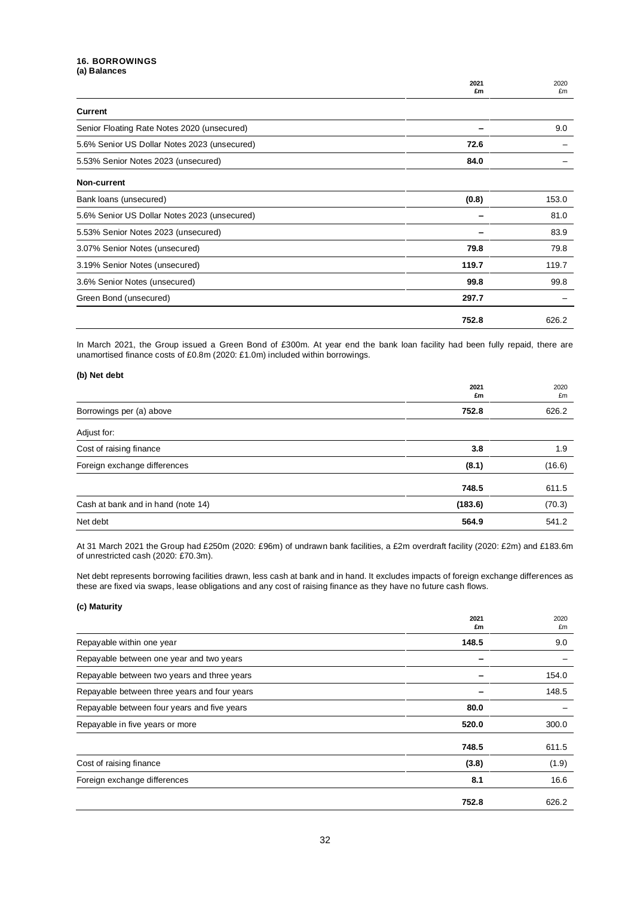## 16. BORROWINGS

### (a) Balances

| | 2021 £m | 2020 £m |
|---|---|---|
| **Current** | | |
| Senior Floating Rate Notes 2020 (unsecured) | **–** | 9.0 |
| 5.6% Senior US Dollar Notes 2023 (unsecured) | **72.6** | – |
| 5.53% Senior Notes 2023 (unsecured) | **84.0** | – |
| **Non-current** | | |
| Bank loans (unsecured) | **(0.8)** | 153.0 |
| 5.6% Senior US Dollar Notes 2023 (unsecured) | **–** | 81.0 |
| 5.53% Senior Notes 2023 (unsecured) | **–** | 83.9 |
| 3.07% Senior Notes (unsecured) | **79.8** | 79.8 |
| 3.19% Senior Notes (unsecured) | **119.7** | 119.7 |
| 3.6% Senior Notes (unsecured) | **99.8** | 99.8 |
| Green Bond (unsecured) | **297.7** | – |
| | **752.8** | 626.2 |

In March 2021, the Group issued a Green Bond of £300m. At year end the bank loan facility had been fully repaid, there are unamortised finance costs of £0.8m (2020: £1.0m) included within borrowings.

### (b) Net debt

| | 2021 £m | 2020 £m |
|---|---|---|
| Borrowings per (a) above | **752.8** | 626.2 |
| Adjust for: | | |
| Cost of raising finance | **3.8** | 1.9 |
| Foreign exchange differences | **(8.1)** | (16.6) |
| | **748.5** | 611.5 |
| Cash at bank and in hand (note 14) | **(183.6)** | (70.3) |
| Net debt | **564.9** | 541.2 |

At 31 March 2021 the Group had £250m (2020: £96m) of undrawn bank facilities, a £2m overdraft facility (2020: £2m) and £183.6m of unrestricted cash (2020: £70.3m).

Net debt represents borrowing facilities drawn, less cash at bank and in hand. It excludes impacts of foreign exchange differences as these are fixed via swaps, lease obligations and any cost of raising finance as they have no future cash flows.

### (c) Maturity

| | 2021 £m | 2020 £m |
|---|---|---|
| Repayable within one year | **148.5** | 9.0 |
| Repayable between one year and two years | **–** | – |
| Repayable between two years and three years | **–** | 154.0 |
| Repayable between three years and four years | **–** | 148.5 |
| Repayable between four years and five years | **80.0** | – |
| Repayable in five years or more | **520.0** | 300.0 |
| | **748.5** | 611.5 |
| Cost of raising finance | **(3.8)** | (1.9) |
| Foreign exchange differences | **8.1** | 16.6 |
| | **752.8** | 626.2 |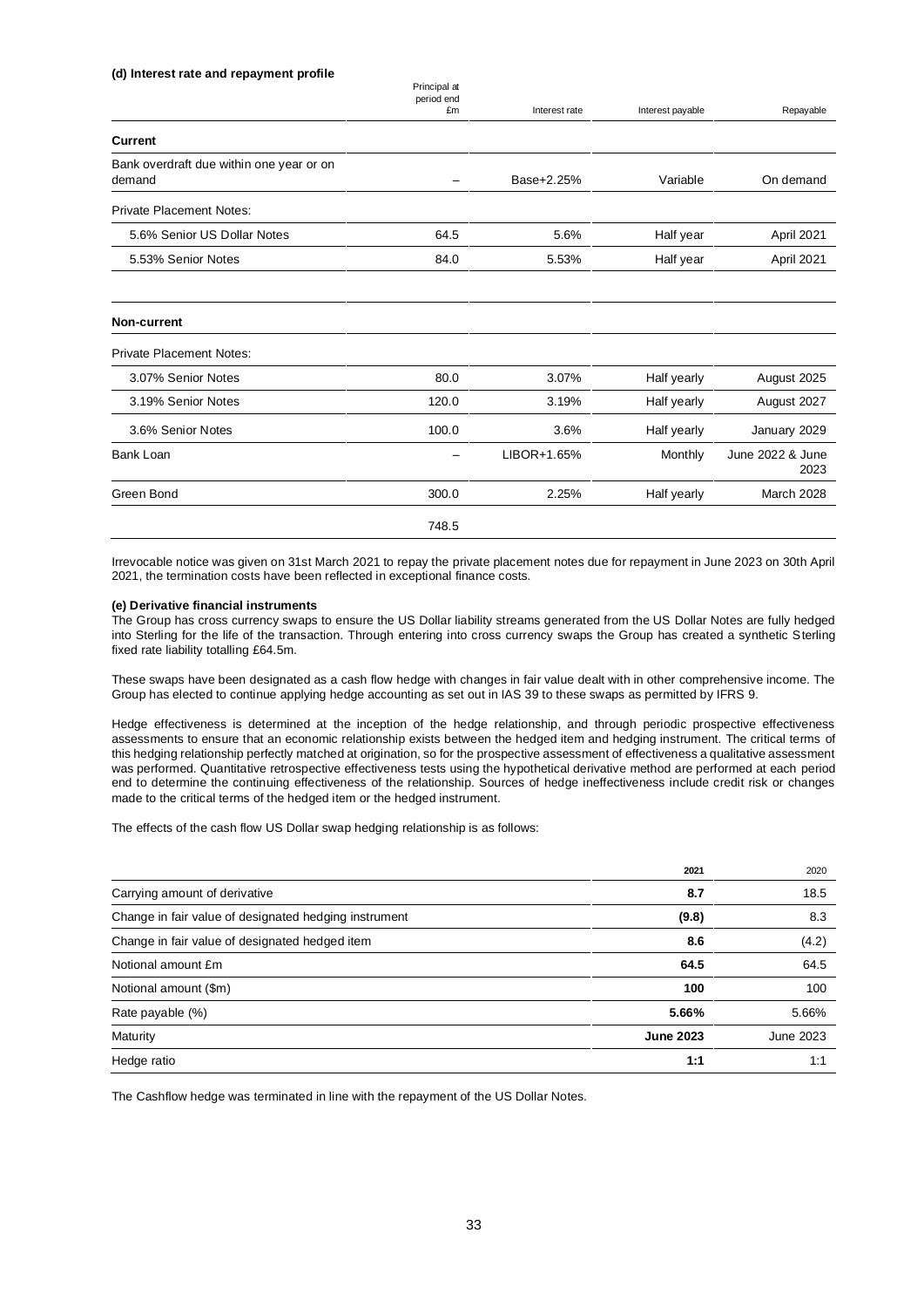**(d) Interest rate and repayment profile**

| | Principal at period end £m | Interest rate | Interest payable | Repayable |
|---|---|---|---|---|
| **Current** | | | | |
| Bank overdraft due within one year or on demand | – | Base+2.25% | Variable | On demand |
| Private Placement Notes: | | | | |
| 5.6% Senior US Dollar Notes | 64.5 | 5.6% | Half year | April 2021 |
| 5.53% Senior Notes | 84.0 | 5.53% | Half year | April 2021 |
| | | | | |
| **Non-current** | | | | |
| Private Placement Notes: | | | | |
| 3.07% Senior Notes | 80.0 | 3.07% | Half yearly | August 2025 |
| 3.19% Senior Notes | 120.0 | 3.19% | Half yearly | August 2027 |
| 3.6% Senior Notes | 100.0 | 3.6% | Half yearly | January 2029 |
| Bank Loan | – | LIBOR+1.65% | Monthly | June 2022 & June 2023 |
| Green Bond | 300.0 | 2.25% | Half yearly | March 2028 |
| | 748.5 | | | |

Irrevocable notice was given on 31st March 2021 to repay the private placement notes due for repayment in June 2023 on 30th April 2021, the termination costs have been reflected in exceptional finance costs.

**(e) Derivative financial instruments**

The Group has cross currency swaps to ensure the US Dollar liability streams generated from the US Dollar Notes are fully hedged into Sterling for the life of the transaction. Through entering into cross currency swaps the Group has created a synthetic Sterling fixed rate liability totalling £64.5m.

These swaps have been designated as a cash flow hedge with changes in fair value dealt with in other comprehensive income. The Group has elected to continue applying hedge accounting as set out in IAS 39 to these swaps as permitted by IFRS 9.

Hedge effectiveness is determined at the inception of the hedge relationship, and through periodic prospective effectiveness assessments to ensure that an economic relationship exists between the hedged item and hedging instrument. The critical terms of this hedging relationship perfectly matched at origination, so for the prospective assessment of effectiveness a qualitative assessment was performed. Quantitative retrospective effectiveness tests using the hypothetical derivative method are performed at each period end to determine the continuing effectiveness of the relationship. Sources of hedge ineffectiveness include credit risk or changes made to the critical terms of the hedged item or the hedged instrument.

The effects of the cash flow US Dollar swap hedging relationship is as follows:

| | 2021 | 2020 |
|---|---|---|
| Carrying amount of derivative | **8.7** | 18.5 |
| Change in fair value of designated hedging instrument | **(9.8)** | 8.3 |
| Change in fair value of designated hedged item | **8.6** | (4.2) |
| Notional amount £m | **64.5** | 64.5 |
| Notional amount ($m) | **100** | 100 |
| Rate payable (%) | **5.66%** | 5.66% |
| Maturity | **June 2023** | June 2023 |
| Hedge ratio | **1:1** | 1:1 |

The Cashflow hedge was terminated in line with the repayment of the US Dollar Notes.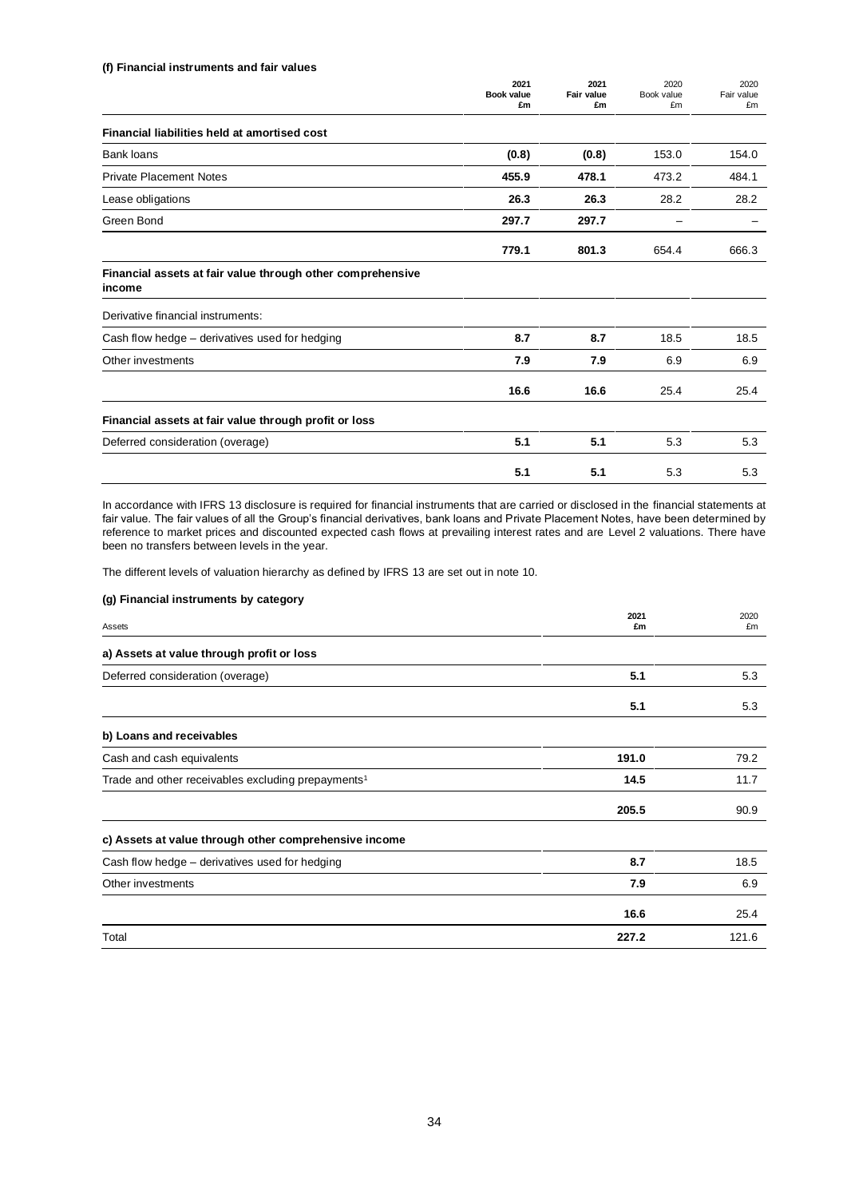#### (f) Financial instruments and fair values

| | 2021 Book value £m | 2021 Fair value £m | 2020 Book value £m | 2020 Fair value £m |
|---|---|---|---|---|
| **Financial liabilities held at amortised cost** | | | | |
| Bank loans | **(0.8)** | **(0.8)** | 153.0 | 154.0 |
| Private Placement Notes | **455.9** | **478.1** | 473.2 | 484.1 |
| Lease obligations | **26.3** | **26.3** | 28.2 | 28.2 |
| Green Bond | **297.7** | **297.7** | – | – |
| | **779.1** | **801.3** | 654.4 | 666.3 |
| **Financial assets at fair value through other comprehensive income** | | | | |
| Derivative financial instruments: | | | | |
| Cash flow hedge – derivatives used for hedging | **8.7** | **8.7** | 18.5 | 18.5 |
| Other investments | **7.9** | **7.9** | 6.9 | 6.9 |
| | **16.6** | **16.6** | 25.4 | 25.4 |
| **Financial assets at fair value through profit or loss** | | | | |
| Deferred consideration (overage) | **5.1** | **5.1** | 5.3 | 5.3 |
| | **5.1** | **5.1** | 5.3 | 5.3 |

In accordance with IFRS 13 disclosure is required for financial instruments that are carried or disclosed in the financial statements at fair value. The fair values of all the Group's financial derivatives, bank loans and Private Placement Notes, have been determined by reference to market prices and discounted expected cash flows at prevailing interest rates and are Level 2 valuations. There have been no transfers between levels in the year.

The different levels of valuation hierarchy as defined by IFRS 13 are set out in note 10.

#### (g) Financial instruments by category

| Assets | 2021 £m | 2020 £m |
|---|---|---|
| **a) Assets at value through profit or loss** | | |
| Deferred consideration (overage) | **5.1** | 5.3 |
| | **5.1** | 5.3 |
| **b) Loans and receivables** | | |
| Cash and cash equivalents | **191.0** | 79.2 |
| Trade and other receivables excluding prepayments[1] | **14.5** | 11.7 |
| | **205.5** | 90.9 |
| **c) Assets at value through other comprehensive income** | | |
| Cash flow hedge – derivatives used for hedging | **8.7** | 18.5 |
| Other investments | **7.9** | 6.9 |
| | **16.6** | 25.4 |
| Total | **227.2** | 121.6 |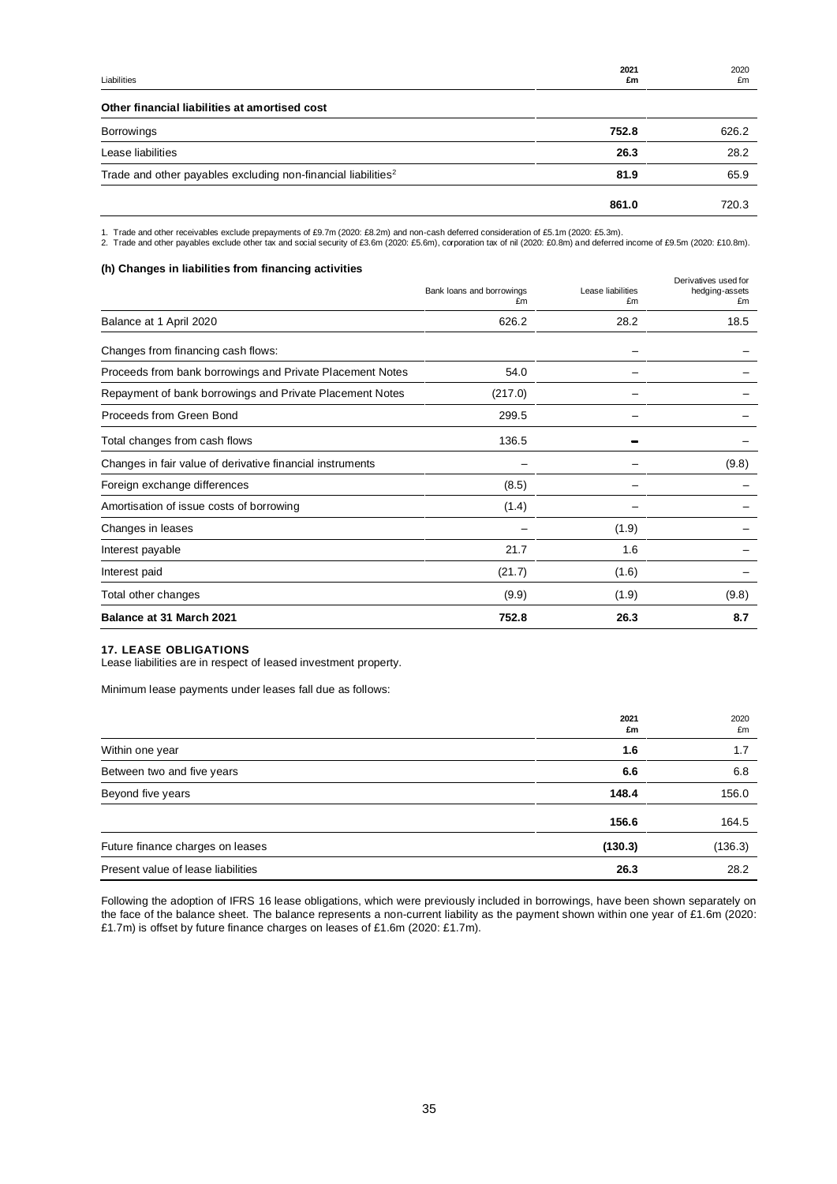| Liabilities | 2021 £m | 2020 £m |
|---|---|---|
| **Other financial liabilities at amortised cost** | | |
| Borrowings | **752.8** | 626.2 |
| Lease liabilities | **26.3** | 28.2 |
| Trade and other payables excluding non-financial liabilities[2] | **81.9** | 65.9 |
| | **861.0** | 720.3 |

1. Trade and other receivables exclude prepayments of £9.7m (2020: £8.2m) and non-cash deferred consideration of £5.1m (2020: £5.3m).
2. Trade and other payables exclude other tax and social security of £3.6m (2020: £5.6m), corporation tax of nil (2020: £0.8m) and deferred income of £9.5m (2020: £10.8m).

**(h) Changes in liabilities from financing activities**

| | Bank loans and borrowings £m | Lease liabilities £m | Derivatives used for hedging-assets £m |
|---|---|---|---|
| Balance at 1 April 2020 | 626.2 | 28.2 | 18.5 |
| Changes from financing cash flows: | | – | – |
| Proceeds from bank borrowings and Private Placement Notes | 54.0 | – | – |
| Repayment of bank borrowings and Private Placement Notes | (217.0) | – | – |
| Proceeds from Green Bond | 299.5 | – | – |
| Total changes from cash flows | 136.5 | – | – |
| Changes in fair value of derivative financial instruments | – | – | (9.8) |
| Foreign exchange differences | (8.5) | – | – |
| Amortisation of issue costs of borrowing | (1.4) | – | – |
| Changes in leases | – | (1.9) | – |
| Interest payable | 21.7 | 1.6 | – |
| Interest paid | (21.7) | (1.6) | – |
| Total other changes | (9.9) | (1.9) | (9.8) |
| **Balance at 31 March 2021** | **752.8** | **26.3** | **8.7** |

**17. LEASE OBLIGATIONS**

Lease liabilities are in respect of leased investment property.

Minimum lease payments under leases fall due as follows:

| | 2021 £m | 2020 £m |
|---|---|---|
| Within one year | **1.6** | 1.7 |
| Between two and five years | **6.6** | 6.8 |
| Beyond five years | **148.4** | 156.0 |
| | **156.6** | 164.5 |
| Future finance charges on leases | **(130.3)** | (136.3) |
| Present value of lease liabilities | **26.3** | 28.2 |

Following the adoption of IFRS 16 lease obligations, which were previously included in borrowings, have been shown separately on the face of the balance sheet. The balance represents a non-current liability as the payment shown within one year of £1.6m (2020: £1.7m) is offset by future finance charges on leases of £1.6m (2020: £1.7m).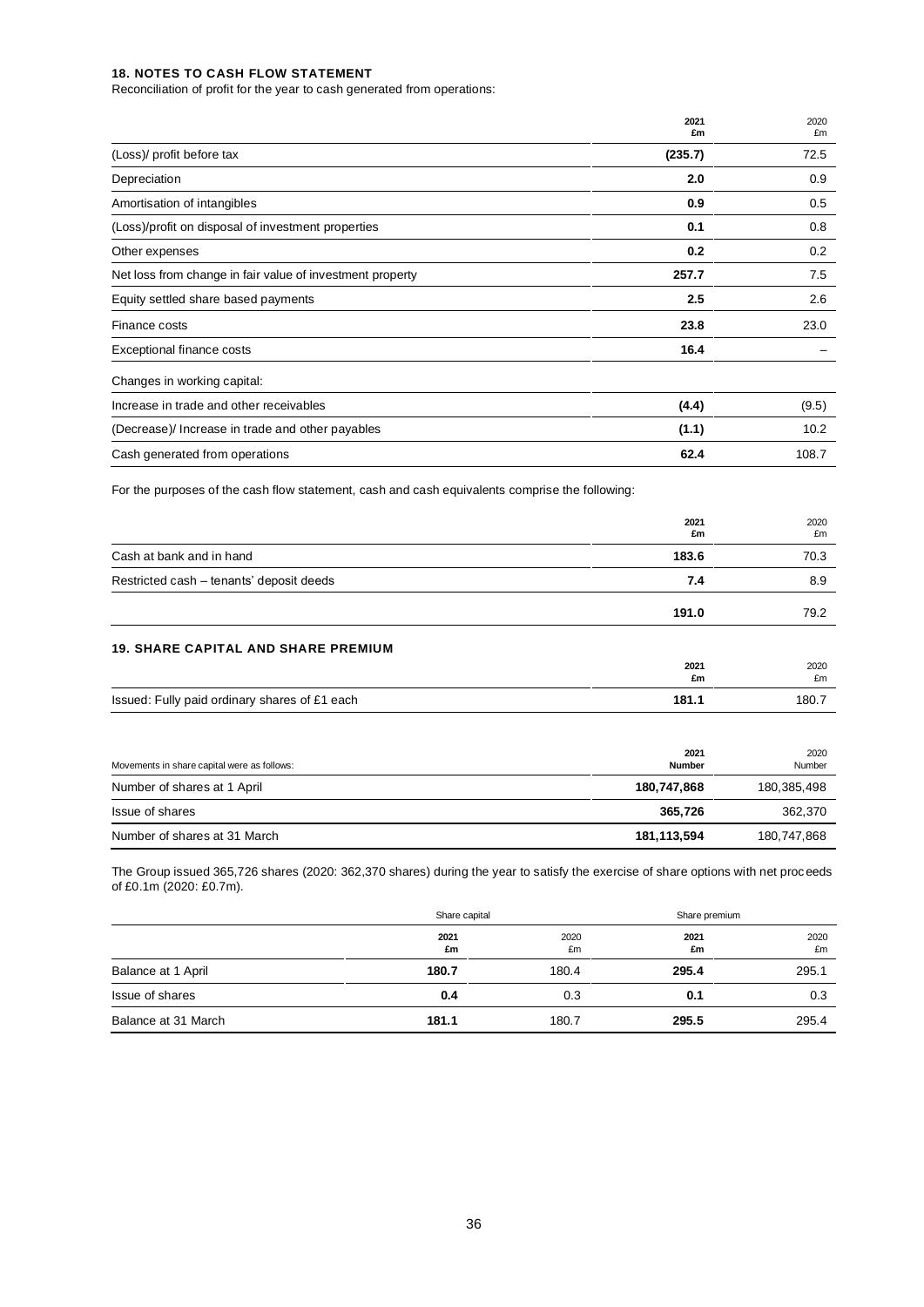## 18. NOTES TO CASH FLOW STATEMENT

Reconciliation of profit for the year to cash generated from operations:

| | 2021 £m | 2020 £m |
|---|---|---|
| (Loss)/ profit before tax | **(235.7)** | 72.5 |
| Depreciation | **2.0** | 0.9 |
| Amortisation of intangibles | **0.9** | 0.5 |
| (Loss)/profit on disposal of investment properties | **0.1** | 0.8 |
| Other expenses | **0.2** | 0.2 |
| Net loss from change in fair value of investment property | **257.7** | 7.5 |
| Equity settled share based payments | **2.5** | 2.6 |
| Finance costs | **23.8** | 23.0 |
| Exceptional finance costs | **16.4** | – |
| Changes in working capital: | | |
| Increase in trade and other receivables | **(4.4)** | (9.5) |
| (Decrease)/ Increase in trade and other payables | **(1.1)** | 10.2 |
| Cash generated from operations | **62.4** | 108.7 |

For the purposes of the cash flow statement, cash and cash equivalents comprise the following:

| | 2021 £m | 2020 £m |
|---|---|---|
| Cash at bank and in hand | **183.6** | 70.3 |
| Restricted cash – tenants' deposit deeds | **7.4** | 8.9 |
| | **191.0** | 79.2 |

## 19. SHARE CAPITAL AND SHARE PREMIUM

| | 2021 £m | 2020 £m |
|---|---|---|
| Issued: Fully paid ordinary shares of £1 each | **181.1** | 180.7 |

| Movements in share capital were as follows: | 2021 Number | 2020 Number |
|---|---|---|
| Number of shares at 1 April | **180,747,868** | 180,385,498 |
| Issue of shares | **365,726** | 362,370 |
| Number of shares at 31 March | **181,113,594** | 180,747,868 |

The Group issued 365,726 shares (2020: 362,370 shares) during the year to satisfy the exercise of share options with net proceeds of £0.1m (2020: £0.7m).

| | Share capital | | Share premium | |
|---|---|---|---|---|
| | 2021 £m | 2020 £m | 2021 £m | 2020 £m |
| Balance at 1 April | **180.7** | 180.4 | **295.4** | 295.1 |
| Issue of shares | **0.4** | 0.3 | **0.1** | 0.3 |
| Balance at 31 March | **181.1** | 180.7 | **295.5** | 295.4 |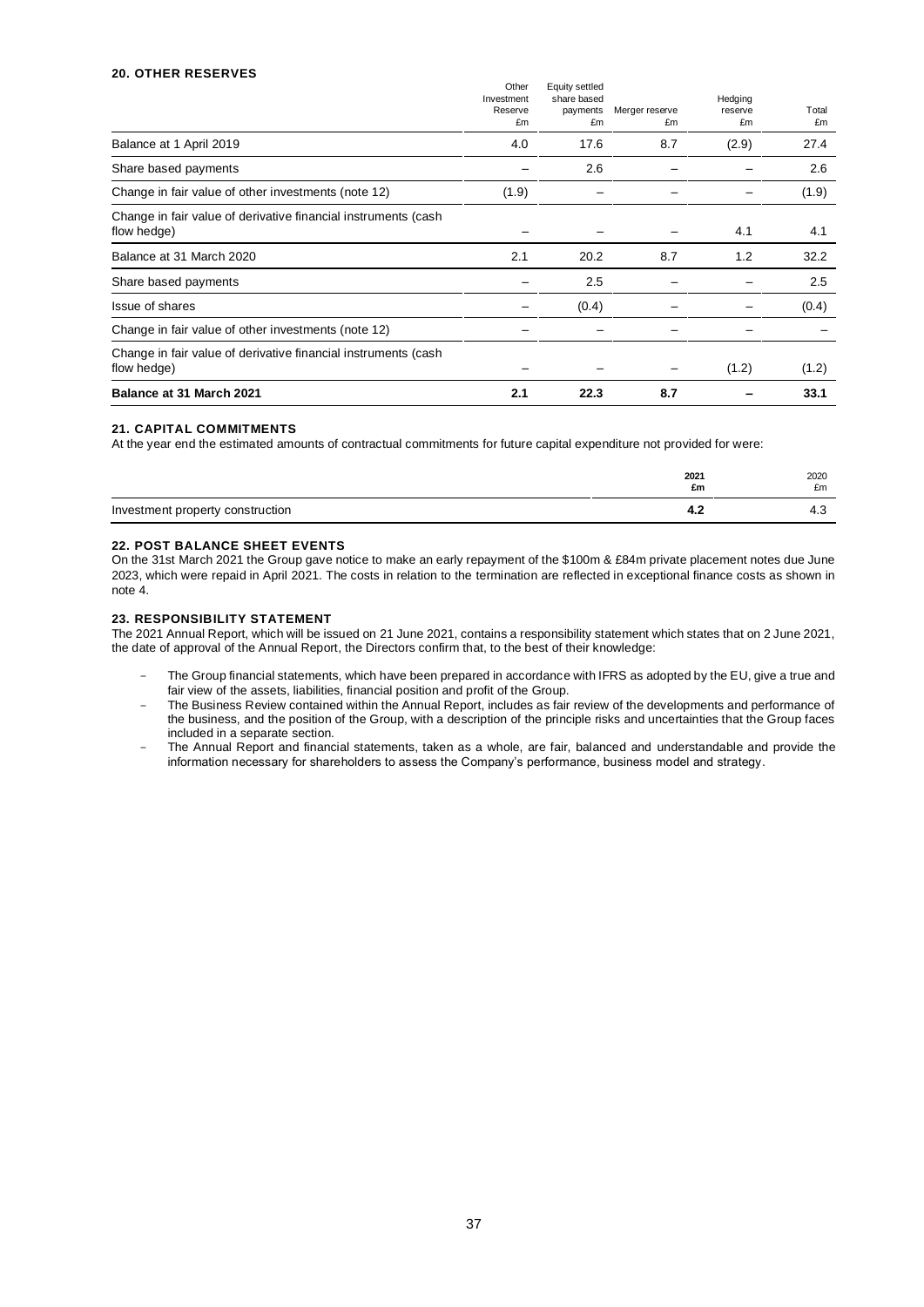## 20. OTHER RESERVES

| | Other Investment Reserve £m | Equity settled share based payments £m | Merger reserve £m | Hedging reserve £m | Total £m |
|---|---|---|---|---|---|
| Balance at 1 April 2019 | 4.0 | 17.6 | 8.7 | (2.9) | 27.4 |
| Share based payments | – | 2.6 | – | – | 2.6 |
| Change in fair value of other investments (note 12) | (1.9) | – | – | – | (1.9) |
| Change in fair value of derivative financial instruments (cash flow hedge) | – | – | – | 4.1 | 4.1 |
| Balance at 31 March 2020 | 2.1 | 20.2 | 8.7 | 1.2 | 32.2 |
| Share based payments | – | 2.5 | – | – | 2.5 |
| Issue of shares | – | (0.4) | – | – | (0.4) |
| Change in fair value of other investments (note 12) | – | – | – | – | – |
| Change in fair value of derivative financial instruments (cash flow hedge) | – | – | – | (1.2) | (1.2) |
| **Balance at 31 March 2021** | **2.1** | **22.3** | **8.7** | **–** | **33.1** |

## 21. CAPITAL COMMITMENTS

At the year end the estimated amounts of contractual commitments for future capital expenditure not provided for were:

| | **2021 £m** | 2020 £m |
|---|---|---|
| Investment property construction | **4.2** | 4.3 |

## 22. POST BALANCE SHEET EVENTS

On the 31st March 2021 the Group gave notice to make an early repayment of the $100m & £84m private placement notes due June 2023, which were repaid in April 2021. The costs in relation to the termination are reflected in exceptional finance costs as shown in note 4.

## 23. RESPONSIBILITY STATEMENT

The 2021 Annual Report, which will be issued on 21 June 2021, contains a responsibility statement which states that on 2 June 2021, the date of approval of the Annual Report, the Directors confirm that, to the best of their knowledge:

- The Group financial statements, which have been prepared in accordance with IFRS as adopted by the EU, give a true and fair view of the assets, liabilities, financial position and profit of the Group.
- The Business Review contained within the Annual Report, includes as fair review of the developments and performance of the business, and the position of the Group, with a description of the principle risks and uncertainties that the Group faces included in a separate section.
- The Annual Report and financial statements, taken as a whole, are fair, balanced and understandable and provide the information necessary for shareholders to assess the Company's performance, business model and strategy.